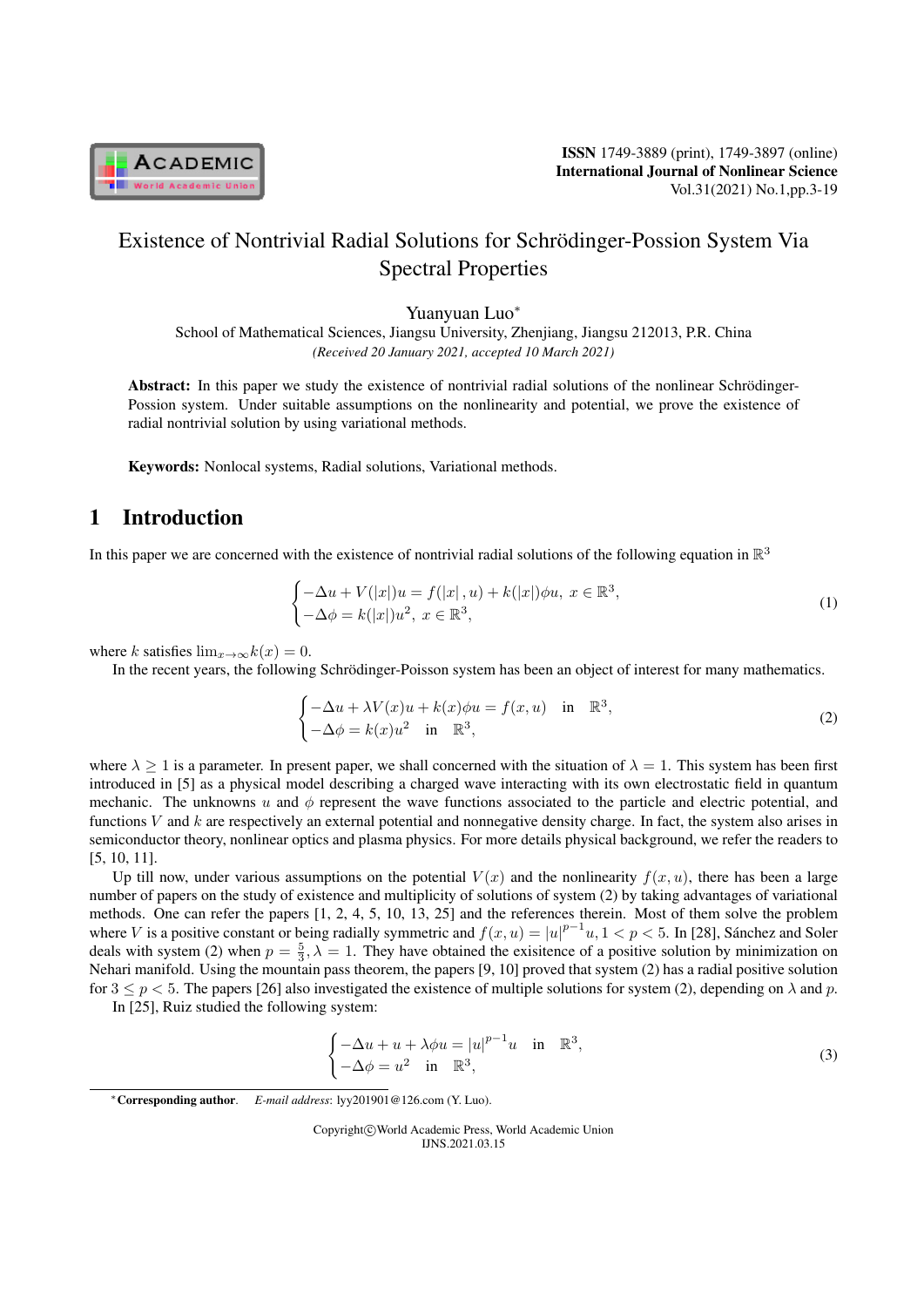# Existence of Nontrivial Radial Solutions for Schrödinger-Possion System Via Spectral Properties

Yuanyuan Luo*

School of Mathematical Sciences, Jiangsu University, Zhenjiang, Jiangsu 212013, P.R. China

*(Received 20 January 2021, accepted 10 March 2021)*

**Abstract:** In this paper we study the existence of nontrivial radial solutions of the nonlinear Schrödinger-Possion system. Under suitable assumptions on the nonlinearity and potential, we prove the existence of radial nontrivial solution by using variational methods.

**Keywords:** Nonlocal systems, Radial solutions, Variational methods.

## 1 Introduction

In this paper we are concerned with the existence of nontrivial radial solutions of the following equation in $\mathbb{R}^3$

$$
\begin{cases} -\Delta u + V(|x|)u = f(|x|, u) + k(|x|)\phi u, \ x \in \mathbb{R}^3, \\ -\Delta \phi = k(|x|)u^2, \ x \in \mathbb{R}^3, \end{cases} \tag{1}
$$

where $k$ satisfies $\lim_{x\to\infty} k(x) = 0$.

In the recent years, the following Schrödinger-Poisson system has been an object of interest for many mathematics.

$$
\begin{cases} -\Delta u + \lambda V(x)u + k(x)\phi u = f(x, u) \quad \text{in} \quad \mathbb{R}^3, \\ -\Delta \phi = k(x)u^2 \quad \text{in} \quad \mathbb{R}^3, \end{cases} \tag{2}
$$

where $\lambda \geq 1$ is a parameter. In present paper, we shall concerned with the situation of $\lambda = 1$. This system has been first introduced in [5] as a physical model describing a charged wave interacting with its own electrostatic field in quantum mechanic. The unknowns $u$ and $\phi$ represent the wave functions associated to the particle and electric potential, and functions $V$ and $k$ are respectively an external potential and nonnegative density charge. In fact, the system also arises in semiconductor theory, nonlinear optics and plasma physics. For more details physical background, we refer the readers to [5, 10, 11].

Up till now, under various assumptions on the potential $V(x)$ and the nonlinearity $f(x, u)$, there has been a large number of papers on the study of existence and multiplicity of solutions of system (2) by taking advantages of variational methods. One can refer the papers [1, 2, 4, 5, 10, 13, 25] and the references therein. Most of them solve the problem where $V$ is a positive constant or being radially symmetric and $f(x, u) = |u|^{p-1}u, 1 < p < 5$. In [28], Sánchez and Soler deals with system (2) when $p = \frac{5}{3}, \lambda = 1$. They have obtained the exisitence of a positive solution by minimization on Nehari manifold. Using the mountain pass theorem, the papers [9, 10] proved that system (2) has a radial positive solution for $3 \leq p < 5$. The papers [26] also investigated the existence of multiple solutions for system (2), depending on $\lambda$ and $p$.

In [25], Ruiz studied the following system:

$$
\begin{cases} -\Delta u + u + \lambda \phi u = |u|^{p-1}u \quad \text{in} \quad \mathbb{R}^3, \\ -\Delta \phi = u^2 \quad \text{in} \quad \mathbb{R}^3, \end{cases} \tag{3}
$$

*Corresponding author. *E-mail address*: lyy201901@126.com (Y. Luo).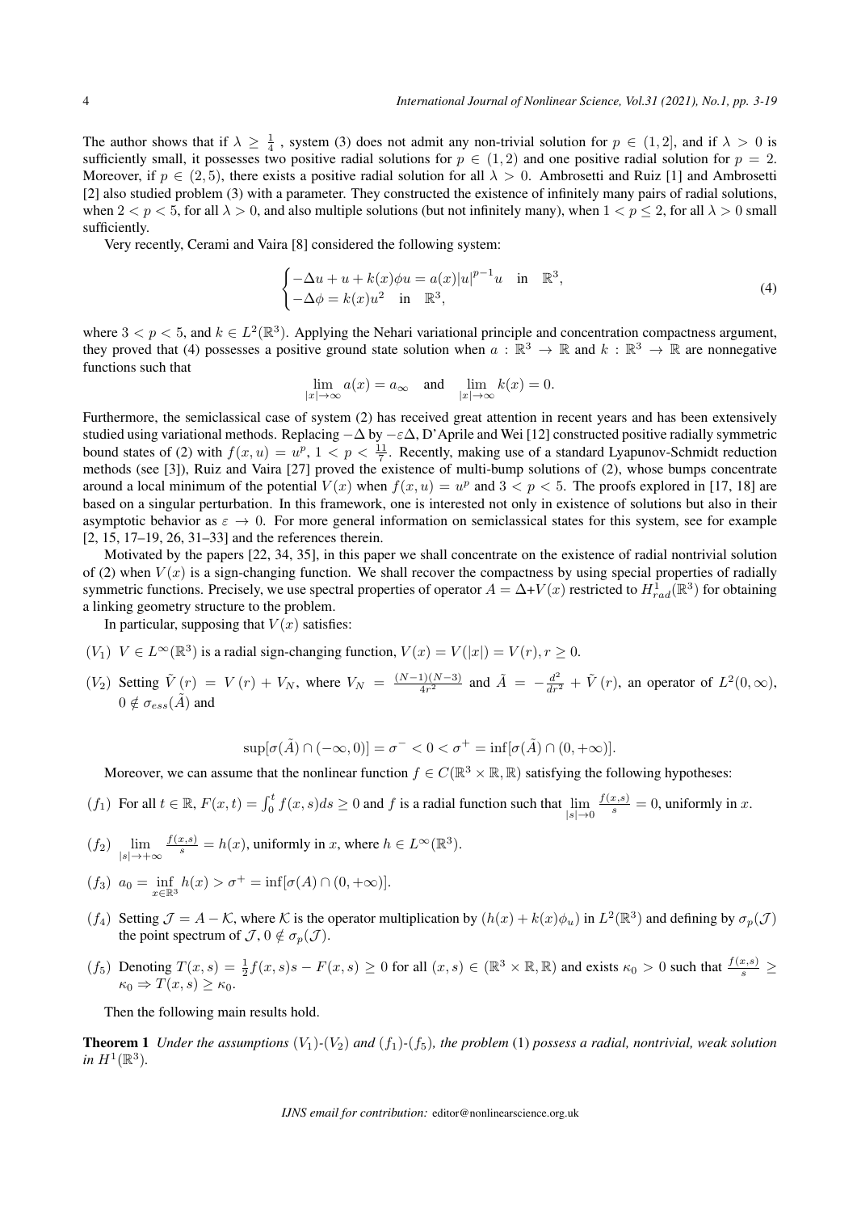The author shows that if $\lambda \geq \frac{1}{4}$ , system (3) does not admit any non-trivial solution for $p \in (1,2]$, and if $\lambda > 0$ is sufficiently small, it possesses two positive radial solutions for $p \in (1,2)$ and one positive radial solution for $p = 2$. Moreover, if $p \in (2,5)$, there exists a positive radial solution for all $\lambda > 0$. Ambrosetti and Ruiz [1] and Ambrosetti [2] also studied problem (3) with a parameter. They constructed the existence of infinitely many pairs of radial solutions, when $2 < p < 5$, for all $\lambda > 0$, and also multiple solutions (but not infinitely many), when $1 < p \leq 2$, for all $\lambda > 0$ small sufficiently.

Very recently, Cerami and Vaira [8] considered the following system:

$$\begin{cases} -\Delta u + u + k(x)\phi u = a(x)|u|^{p-1}u & \text{in} \quad \mathbb{R}^3, \\ -\Delta \phi = k(x)u^2 \quad \text{in} \quad \mathbb{R}^3, \end{cases} \tag{4}$$

where $3 < p < 5$, and $k \in L^2(\mathbb{R}^3)$. Applying the Nehari variational principle and concentration compactness argument, they proved that (4) possesses a positive ground state solution when $a : \mathbb{R}^3 \to \mathbb{R}$ and $k : \mathbb{R}^3 \to \mathbb{R}$ are nonnegative functions such that

$$\lim_{|x|\to\infty} a(x) = a_\infty \quad \text{and} \quad \lim_{|x|\to\infty} k(x) = 0.$$

Furthermore, the semiclassical case of system (2) has received great attention in recent years and has been extensively studied using variational methods. Replacing $-\Delta$ by $-\varepsilon\Delta$, D'Aprile and Wei [12] constructed positive radially symmetric bound states of (2) with $f(x,u) = u^p$, $1 < p < \frac{11}{7}$. Recently, making use of a standard Lyapunov-Schmidt reduction methods (see [3]), Ruiz and Vaira [27] proved the existence of multi-bump solutions of (2), whose bumps concentrate around a local minimum of the potential $V(x)$ when $f(x,u) = u^p$ and $3 < p < 5$. The proofs explored in [17, 18] are based on a singular perturbation. In this framework, one is interested not only in existence of solutions but also in their asymptotic behavior as $\varepsilon \to 0$. For more general information on semiclassical states for this system, see for example [2, 15, 17–19, 26, 31–33] and the references therein.

Motivated by the papers [22, 34, 35], in this paper we shall concentrate on the existence of radial nontrivial solution of (2) when $V(x)$ is a sign-changing function. We shall recover the compactness by using special properties of radially symmetric functions. Precisely, we use spectral properties of operator $A = \Delta + V(x)$ restricted to $H^1_{rad}(\mathbb{R}^3)$ for obtaining a linking geometry structure to the problem.

In particular, supposing that $V(x)$ satisfies:

($V_1$) $V \in L^\infty(\mathbb{R}^3)$ is a radial sign-changing function, $V(x) = V(|x|) = V(r), r \geq 0$.

($V_2$) Setting $\tilde{V}(r) = V(r) + V_N$, where $V_N = \frac{(N-1)(N-3)}{4r^2}$ and $\tilde{A} = -\frac{d^2}{dr^2} + \tilde{V}(r)$, an operator of $L^2(0,\infty)$, $0 \notin \sigma_{ess}(\tilde{A})$ and

$$\sup[\sigma(\tilde{A}) \cap (-\infty, 0)] = \sigma^- < 0 < \sigma^+ = \inf[\sigma(\tilde{A}) \cap (0, +\infty)].$$

Moreover, we can assume that the nonlinear function $f \in C(\mathbb{R}^3 \times \mathbb{R}, \mathbb{R})$ satisfying the following hypotheses:

($f_1$) For all $t \in \mathbb{R}$, $F(x,t) = \int_0^t f(x,s)ds \geq 0$ and $f$ is a radial function such that $\lim_{|s|\to 0} \frac{f(x,s)}{s} = 0$, uniformly in $x$.

($f_2$) $\lim_{|s|\to +\infty} \frac{f(x,s)}{s} = h(x)$, uniformly in $x$, where $h \in L^\infty(\mathbb{R}^3)$.

($f_3$) $a_0 = \inf_{x\in\mathbb{R}^3} h(x) > \sigma^+ = \inf[\sigma(A) \cap (0, +\infty)]$.

($f_4$) Setting $\mathcal{J} = A - \mathcal{K}$, where $\mathcal{K}$ is the operator multiplication by $(h(x) + k(x)\phi_u)$ in $L^2(\mathbb{R}^3)$ and defining by $\sigma_p(\mathcal{J})$ the point spectrum of $\mathcal{J}$, $0 \notin \sigma_p(\mathcal{J})$.

($f_5$) Denoting $T(x,s) = \frac{1}{2}f(x,s)s - F(x,s) \geq 0$ for all $(x,s) \in (\mathbb{R}^3 \times \mathbb{R}, \mathbb{R})$ and exists $\kappa_0 > 0$ such that $\frac{f(x,s)}{s} \geq \kappa_0 \Rightarrow T(x,s) \geq \kappa_0$.

Then the following main results hold.

**Theorem 1** *Under the assumptions* ($V_1$)-($V_2$) *and* ($f_1$)-($f_5$)*, the problem* (1) *possess a radial, nontrivial, weak solution in* $H^1(\mathbb{R}^3)$.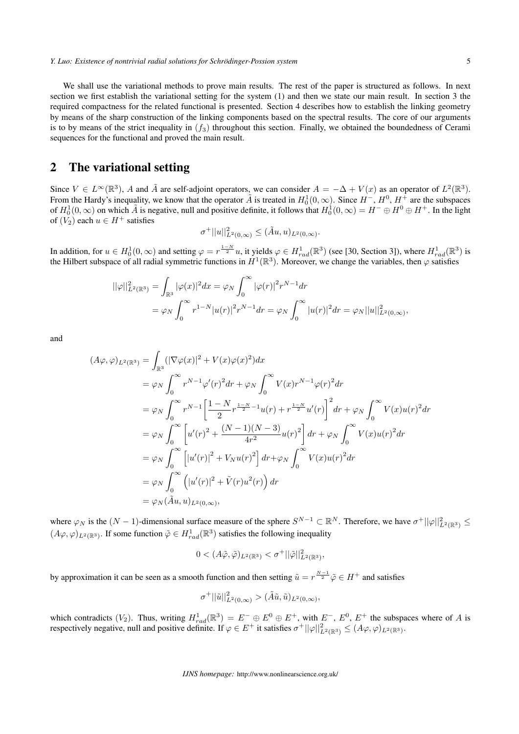We shall use the variational methods to prove main results. The rest of the paper is structured as follows. In next section we first establish the variational setting for the system (1) and then we state our main result. In section 3 the required compactness for the related functional is presented. Section 4 describes how to establish the linking geometry by means of the sharp construction of the linking components based on the spectral results. The core of our arguments is to by means of the strict inequality in $(f_3)$ throughout this section. Finally, we obtained the boundedness of Cerami sequences for the functional and proved the main result.

## 2 The variational setting

Since $V \in L^\infty(\mathbb{R}^3)$, $A$ and $\tilde{A}$ are self-adjoint operators, we can consider $A = -\Delta + V(x)$ as an operator of $L^2(\mathbb{R}^3)$. From the Hardy's inequality, we know that the operator $\tilde{A}$ is treated in $H_0^1(0,\infty)$. Since $H^-$, $H^0$, $H^+$ are the subspaces of $H_0^1(0,\infty)$ on which $\tilde{A}$ is negative, null and positive definite, it follows that $H_0^1(0,\infty) = H^- \oplus H^0 \oplus H^+$. In the light of $(V_2)$ each $u \in H^+$ satisfies

$$\sigma^+ ||u||^2_{L^2(0,\infty)} \leq (\tilde{A}u, u)_{L^2(0,\infty)}.$$

In addition, for $u \in H_0^1(0,\infty)$ and setting $\varphi = r^{\frac{1-N}{2}}u$, it yields $\varphi \in H^1_{rad}(\mathbb{R}^3)$ (see [30, Section 3]), where $H^1_{rad}(\mathbb{R}^3)$ is the Hilbert subspace of all radial symmetric functions in $H^1(\mathbb{R}^3)$. Moreover, we change the variables, then $\varphi$ satisfies

$$\begin{aligned}
||\varphi||^2_{L^2(\mathbb{R}^3)} &= \int_{\mathbb{R}^3} |\varphi(x)|^2 dx = \varphi_N \int_0^\infty |\varphi(r)|^2 r^{N-1} dr \\
&= \varphi_N \int_0^\infty r^{1-N} |u(r)|^2 r^{N-1} dr = \varphi_N \int_0^\infty |u(r)|^2 dr = \varphi_N ||u||^2_{L^2(0,\infty)},
\end{aligned}$$

and

$$\begin{aligned}
(A\varphi, \varphi)_{L^2(\mathbb{R}^3)} &= \int_{\mathbb{R}^3} (|\nabla \varphi(x)|^2 + V(x)\varphi(x)^2) dx \\
&= \varphi_N \int_0^\infty r^{N-1} \varphi'(r)^2 dr + \varphi_N \int_0^\infty V(x) r^{N-1} \varphi(r)^2 dr \\
&= \varphi_N \int_0^\infty r^{N-1} \left[ \frac{1-N}{2} r^{\frac{1-N}{2}-1} u(r) + r^{\frac{1-N}{2}} u'(r) \right]^2 dr + \varphi_N \int_0^\infty V(x) u(r)^2 dr \\
&= \varphi_N \int_0^\infty \left[ u'(r)^2 + \frac{(N-1)(N-3)}{4r^2} u(r)^2 \right] dr + \varphi_N \int_0^\infty V(x) u(r)^2 dr \\
&= \varphi_N \int_0^\infty \left[ |u'(r)|^2 + V_N u(r)^2 \right] dr + \varphi_N \int_0^\infty V(x) u(r)^2 dr \\
&= \varphi_N \int_0^\infty \left( |u'(r)|^2 + \tilde{V}(r) u^2(r) \right) dr \\
&= \varphi_N (\tilde{A}u, u)_{L^2(0,\infty)},
\end{aligned}$$

where $\varphi_N$ is the $(N-1)$-dimensional surface measure of the sphere $S^{N-1} \subset \mathbb{R}^N$. Therefore, we have $\sigma^+ ||\varphi||^2_{L^2(\mathbb{R}^3)} \leq (A\varphi, \varphi)_{L^2(\mathbb{R}^3)}$. If some function $\tilde{\varphi} \in H^1_{rad}(\mathbb{R}^3)$ satisfies the following inequality

$$0 < (A\tilde{\varphi}, \tilde{\varphi})_{L^2(\mathbb{R}^3)} < \sigma^+ ||\tilde{\varphi}||^2_{L^2(\mathbb{R}^3)},$$

by approximation it can be seen as a smooth function and then setting $\tilde{u} = r^{\frac{N-1}{2}} \tilde{\varphi} \in H^+$ and satisfies

$$\sigma^+ ||\tilde{u}||^2_{L^2(0,\infty)} > (\tilde{A}\tilde{u}, \tilde{u})_{L^2(0,\infty)},$$

which contradicts $(V_2)$. Thus, writing $H^1_{rad}(\mathbb{R}^3) = E^- \oplus E^0 \oplus E^+$, with $E^-$, $E^0$, $E^+$ the subspaces where of $A$ is respectively negative, null and positive definite. If $\varphi \in E^+$ it satisfies $\sigma^+ ||\varphi||^2_{L^2(\mathbb{R}^3)} \leq (A\varphi, \varphi)_{L^2(\mathbb{R}^3)}$.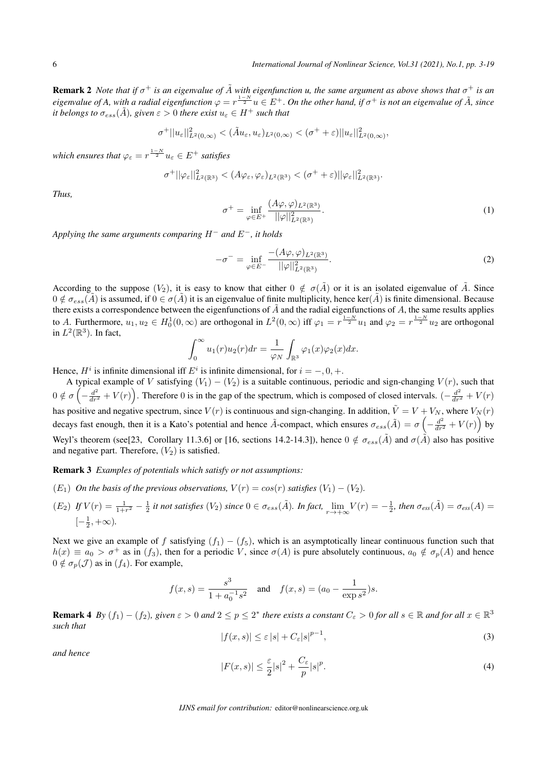**Remark 2** *Note that if $\sigma^+$ is an eigenvalue of $\tilde{A}$ with eigenfunction u, the same argument as above shows that $\sigma^+$ is an eigenvalue of A, with a radial eigenfunction $\varphi = r^{\frac{1-N}{2}} u \in E^+$. On the other hand, if $\sigma^+$ is not an eigenvalue of $\tilde{A}$, since it belongs to $\sigma_{ess}(\tilde{A})$, given $\varepsilon > 0$ there exist $u_\varepsilon \in H^+$ such that*

$$\sigma^+ ||u_\varepsilon||^2_{L^2(0,\infty)} < (\tilde{A}u_\varepsilon, u_\varepsilon)_{L^2(0,\infty)} < (\sigma^+ + \varepsilon)||u_\varepsilon||^2_{L^2(0,\infty)},$$

*which ensures that $\varphi_\varepsilon = r^{\frac{1-N}{2}} u_\varepsilon \in E^+$ satisfies*

$$\sigma^+ ||\varphi_\varepsilon||^2_{L^2(\mathbb{R}^3)} < (A\varphi_\varepsilon, \varphi_\varepsilon)_{L^2(\mathbb{R}^3)} < (\sigma^+ + \varepsilon)||\varphi_\varepsilon||^2_{L^2(\mathbb{R}^3)}.$$

*Thus,*

$$\sigma^+ = \inf_{\varphi \in E^+} \frac{(A\varphi, \varphi)_{L^2(\mathbb{R}^3)}}{||\varphi||^2_{L^2(\mathbb{R}^3)}}. \tag{1}$$

*Applying the same arguments comparing $H^-$ and $E^-$, it holds*

$$-\sigma^- = \inf_{\varphi \in E^-} \frac{-(A\varphi, \varphi)_{L^2(\mathbb{R}^3)}}{||\varphi||^2_{L^2(\mathbb{R}^3)}}. \tag{2}$$

According to the suppose $(V_2)$, it is easy to know that either $0 \notin \sigma(\tilde{A})$ or it is an isolated eigenvalue of $\tilde{A}$. Since $0 \notin \sigma_{ess}(\tilde{A})$ is assumed, if $0 \in \sigma(\tilde{A})$ it is an eigenvalue of finite multiplicity, hence $\ker(\tilde{A})$ is finite dimensional. Because there exists a correspondence between the eigenfunctions of $\tilde{A}$ and the radial eigenfunctions of $A$, the same results applies to $A$. Furthermore, $u_1, u_2 \in H^1_0(0,\infty)$ are orthogonal in $L^2(0,\infty)$ iff $\varphi_1 = r^{\frac{1-N}{2}} u_1$ and $\varphi_2 = r^{\frac{1-N}{2}} u_2$ are orthogonal in $L^2(\mathbb{R}^3)$. In fact,

$$\int_0^\infty u_1(r)u_2(r)dr = \frac{1}{\varphi_N} \int_{\mathbb{R}^3} \varphi_1(x)\varphi_2(x)dx.$$

Hence, $H^i$ is infinite dimensional iff $E^i$ is infinite dimensional, for $i = -, 0, +$.

A typical example of $V$ satisfying $(V_1) - (V_2)$ is a suitable continuous, periodic and sign-changing $V(r)$, such that $0 \notin \sigma\left(-\frac{d^2}{dr^2} + V(r)\right)$. Therefore 0 is in the gap of the spectrum, which is composed of closed intervals. $(-\frac{d^2}{dr^2} + V(r)$ has positive and negative spectrum, since $V(r)$ is continuous and sign-changing. In addition, $\tilde{V} = V + V_N$, where $V_N(r)$ decays fast enough, then it is a Kato's potential and hence $\tilde{A}$-compact, which ensures $\sigma_{ess}(\tilde{A}) = \sigma\left(-\frac{d^2}{dr^2} + V(r)\right)$ by Weyl's theorem (see[23, Corollary 11.3.6] or [16, sections 14.2-14.3]), hence $0 \notin \sigma_{ess}(\tilde{A})$ and $\sigma(\tilde{A})$ also has positive and negative part. Therefore, $(V_2)$ is satisfied.

**Remark 3** *Examples of potentials which satisfy or not assumptions:*

$(E_1)$ *On the basis of the previous observations, $V(r) = cos(r)$ satisfies $(V_1) - (V_2)$.*

$(E_2)$ *If $V(r) = \frac{1}{1+r^2} - \frac{1}{2}$ it not satisfies $(V_2)$ since $0 \in \sigma_{ess}(\tilde{A})$. In fact, $\lim_{r \to +\infty} V(r) = -\frac{1}{2}$, then $\sigma_{ess}(\tilde{A}) = \sigma_{ess}(A) = [-\frac{1}{2}, +\infty)$.*

Next we give an example of $f$ satisfying $(f_1) - (f_5)$, which is an asymptotically linear continuous function such that $h(x) \equiv a_0 > \sigma^+$ as in $(f_3)$, then for a periodic $V$, since $\sigma(A)$ is pure absolutely continuous, $a_0 \notin \sigma_p(A)$ and hence $0 \notin \sigma_p(\mathcal{J})$ as in $(f_4)$. For example,

$$f(x,s) = \frac{s^3}{1 + a_0^{-1}s^2} \quad \text{and} \quad f(x,s) = (a_0 - \frac{1}{\exp s^2})s.$$

**Remark 4** *By $(f_1) - (f_2)$, given $\varepsilon > 0$ and $2 \leq p \leq 2^*$ there exists a constant $C_\varepsilon > 0$ for all $s \in \mathbb{R}$ and for all $x \in \mathbb{R}^3$ such that*

$$|f(x,s)| \leq \varepsilon |s| + C_\varepsilon |s|^{p-1}, \tag{3}$$

*and hence*

$$|F(x,s)| \leq \frac{\varepsilon}{2}|s|^2 + \frac{C_\varepsilon}{p}|s|^p. \tag{4}$$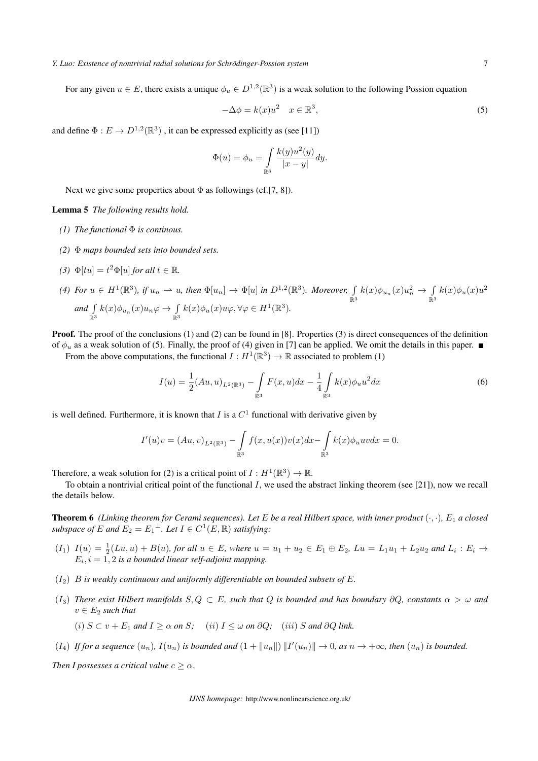For any given $u \in E$, there exists a unique $\phi_u \in D^{1,2}(\mathbb{R}^3)$ is a weak solution to the following Possion equation

$$-\Delta\phi = k(x)u^2 \quad x \in \mathbb{R}^3, \tag{5}$$

and define $\Phi : E \to D^{1,2}(\mathbb{R}^3)$ , it can be expressed explicitly as (see [11])

$$\Phi(u) = \phi_u = \int_{\mathbb{R}^3} \frac{k(y)u^2(y)}{|x-y|} dy.$$

Next we give some properties about $\Phi$ as followings (cf.[7, 8]).

**Lemma 5** *The following results hold.*

*(1) The functional $\Phi$ is continous.*

*(2) $\Phi$ maps bounded sets into bounded sets.*

*(3) $\Phi[tu] = t^2\Phi[u]$ for all $t \in \mathbb{R}$.*

*(4) For $u \in H^1(\mathbb{R}^3)$, if $u_n \rightharpoonup u$, then $\Phi[u_n] \to \Phi[u]$ in $D^{1,2}(\mathbb{R}^3)$. Moreover, $\int_{\mathbb{R}^3} k(x)\phi_{u_n}(x)u_n^2 \to \int_{\mathbb{R}^3} k(x)\phi_u(x)u^2$ and $\int_{\mathbb{R}^3} k(x)\phi_{u_n}(x)u_n\varphi \to \int_{\mathbb{R}^3} k(x)\phi_u(x)u\varphi, \forall\varphi \in H^1(\mathbb{R}^3)$.*

**Proof.** The proof of the conclusions (1) and (2) can be found in [8]. Properties (3) is direct consequences of the definition of $\phi_u$ as a weak solution of (5). Finally, the proof of (4) given in [7] can be applied. We omit the details in this paper. ■

From the above computations, the functional $I : H^1(\mathbb{R}^3) \to \mathbb{R}$ associated to problem (1)

$$I(u) = \frac{1}{2}(Au, u)_{L^2(\mathbb{R}^3)} - \int_{\mathbb{R}^3} F(x, u)dx - \frac{1}{4}\int_{\mathbb{R}^3} k(x)\phi_u u^2 dx \tag{6}$$

is well defined. Furthermore, it is known that $I$ is a $C^1$ functional with derivative given by

$$I'(u)v = (Au, v)_{L^2(\mathbb{R}^3)} - \int_{\mathbb{R}^3} f(x, u(x))v(x)dx - \int_{\mathbb{R}^3} k(x)\phi_u uv dx = 0.$$

Therefore, a weak solution for (2) is a critical point of $I : H^1(\mathbb{R}^3) \to \mathbb{R}$.

To obtain a nontrivial critical point of the functional $I$, we used the abstract linking theorem (see [21]), now we recall the details below.

**Theorem 6** *(Linking theorem for Cerami sequences). Let $E$ be a real Hilbert space, with inner product $(\cdot, \cdot)$, $E_1$ a closed subspace of $E$ and $E_2 = {E_1}^{\perp}$. Let $I \in C^1(E, \mathbb{R})$ satisfying:*

$(I_1)$ *$I(u) = \frac{1}{2}(Lu, u) + B(u)$, for all $u \in E$, where $u = u_1 + u_2 \in E_1 \oplus E_2$, $Lu = L_1u_1 + L_2u_2$ and $L_i : E_i \to E_i, i = 1, 2$ is a bounded linear self-adjoint mapping.*

$(I_2)$ *$B$ is weakly continuous and uniformly differentiable on bounded subsets of $E$.*

$(I_3)$ *There exist Hilbert manifolds $S, Q \subset E$, such that $Q$ is bounded and has boundary $\partial Q$, constants $\alpha > \omega$ and $v \in E_2$ such that*

*$(i)$ $S \subset v + E_1$ and $I \geq \alpha$ on $S$; $(ii)$ $I \leq \omega$ on $\partial Q$; $(iii)$ $S$ and $\partial Q$ link.*

$(I_4)$ *If for a sequence $(u_n)$, $I(u_n)$ is bounded and $(1 + \|u_n\|)\|I'(u_n)\| \to 0$, as $n \to +\infty$, then $(u_n)$ is bounded.*

*Then I possesses a critical value $c \geq \alpha$.*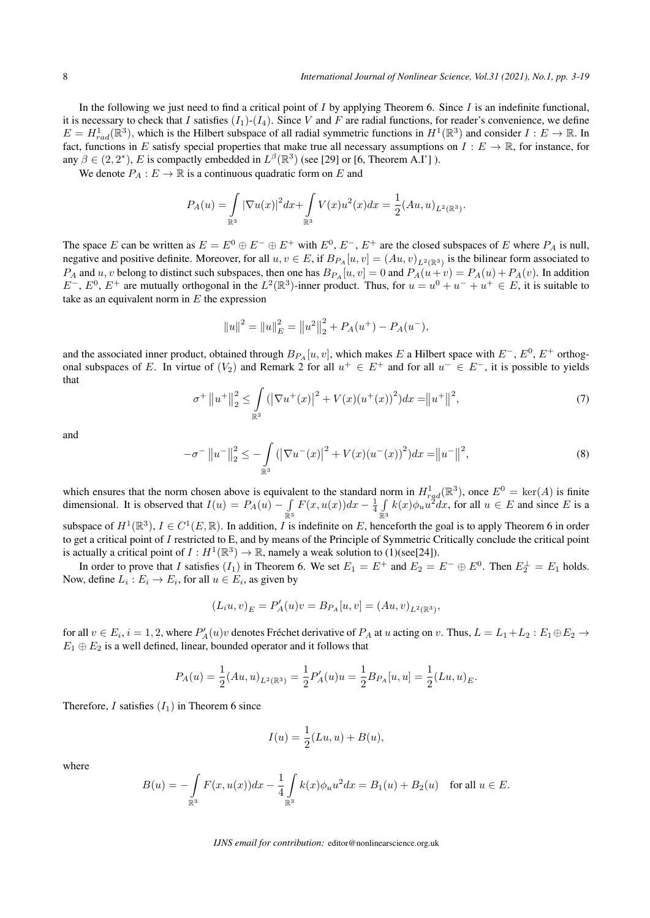In the following we just need to find a critical point of $I$ by applying Theorem 6. Since $I$ is an indefinite functional, it is necessary to check that $I$ satisfies $(I_1)$-$(I_4)$. Since $V$ and $F$ are radial functions, for reader's convenience, we define $E = H^1_{rad}(\mathbb{R}^3)$, which is the Hilbert subspace of all radial symmetric functions in $H^1(\mathbb{R}^3)$ and consider $I : E \to \mathbb{R}$. In fact, functions in $E$ satisfy special properties that make true all necessary assumptions on $I : E \to \mathbb{R}$, for instance, for any $\beta \in (2, 2^*)$, $E$ is compactly embedded in $L^\beta(\mathbb{R}^3)$ (see [29] or [6, Theorem A.I'] ).

We denote $P_A : E \to \mathbb{R}$ is a continuous quadratic form on $E$ and

$$P_A(u) = \int_{\mathbb{R}^3} |\nabla u(x)|^2 dx + \int_{\mathbb{R}^3} V(x) u^2(x) dx = \frac{1}{2}(Au, u)_{L^2(\mathbb{R}^3)}.$$

The space $E$ can be written as $E = E^0 \oplus E^- \oplus E^+$ with $E^0$, $E^-$, $E^+$ are the closed subspaces of $E$ where $P_A$ is null, negative and positive definite. Moreover, for all $u, v \in E$, if $B_{P_A}[u, v] = (Au, v)_{L^2(\mathbb{R}^3)}$ is the bilinear form associated to $P_A$ and $u, v$ belong to distinct such subspaces, then one has $B_{P_A}[u, v] = 0$ and $P_A(u + v) = P_A(u) + P_A(v)$. In addition $E^-$, $E^0$, $E^+$ are mutually orthogonal in the $L^2(\mathbb{R}^3)$-inner product. Thus, for $u = u^0 + u^- + u^+ \in E$, it is suitable to take as an equivalent norm in $E$ the expression

$$\|u\|^2 = \|u\|_E^2 = \|u^2\|_2^2 + P_A(u^+) - P_A(u^-),$$

and the associated inner product, obtained through $B_{P_A}[u, v]$, which makes $E$ a Hilbert space with $E^-$, $E^0$, $E^+$ orthogonal subspaces of $E$. In virtue of $(V_2)$ and Remark 2 for all $u^+ \in E^+$ and for all $u^- \in E^-$, it is possible to yields that

$$\sigma^+ \|u^+\|_2^2 \leq \int_{\mathbb{R}^3} (|\nabla u^+(x)|^2 + V(x)(u^+(x))^2) dx = \|u^+\|^2, \tag{7}$$

and

$$-\sigma^- \|u^-\|_2^2 \leq -\int_{\mathbb{R}^3} (|\nabla u^-(x)|^2 + V(x)(u^-(x))^2) dx = \|u^-\|^2, \tag{8}$$

which ensures that the norm chosen above is equivalent to the standard norm in $H^1_{rad}(\mathbb{R}^3)$, once $E^0 = \ker(A)$ is finite dimensional. It is observed that $I(u) = P_A(u) - \int_{\mathbb{R}^3} F(x, u(x)) dx - \frac{1}{4} \int_{\mathbb{R}^3} k(x) \phi_u u^2 dx$, for all $u \in E$ and since $E$ is a subspace of $H^1(\mathbb{R}^3)$, $I \in C^1(E, \mathbb{R})$. In addition, $I$ is indefinite on $E$, henceforth the goal is to apply Theorem 6 in order to get a critical point of $I$ restricted to E, and by means of the Principle of Symmetric Critically conclude the critical point is actually a critical point of $I : H^1(\mathbb{R}^3) \to \mathbb{R}$, namely a weak solution to (1)(see[24]).

In order to prove that $I$ satisfies $(I_1)$ in Theorem 6. We set $E_1 = E^+$ and $E_2 = E^- \oplus E^0$. Then $E_2^\perp = E_1$ holds. Now, define $L_i : E_i \to E_i$, for all $u \in E_i$, as given by

$$(L_i u, v)_E = P'_A(u)v = B_{P_A}[u, v] = (Au, v)_{L^2(\mathbb{R}^3)},$$

for all $v \in E_i$, $i = 1, 2$, where $P'_A(u)v$ denotes Fréchet derivative of $P_A$ at $u$ acting on $v$. Thus, $L = L_1 + L_2 : E_1 \oplus E_2 \to E_1 \oplus E_2$ is a well defined, linear, bounded operator and it follows that

$$P_A(u) = \frac{1}{2}(Au, u)_{L^2(\mathbb{R}^3)} = \frac{1}{2} P'_A(u)u = \frac{1}{2} B_{P_A}[u, u] = \frac{1}{2}(Lu, u)_E.$$

Therefore, $I$ satisfies $(I_1)$ in Theorem 6 since

$$I(u) = \frac{1}{2}(Lu, u) + B(u),$$

where

$$B(u) = -\int_{\mathbb{R}^3} F(x, u(x)) dx - \frac{1}{4} \int_{\mathbb{R}^3} k(x) \phi_u u^2 dx = B_1(u) + B_2(u) \quad \text{for all } u \in E.$$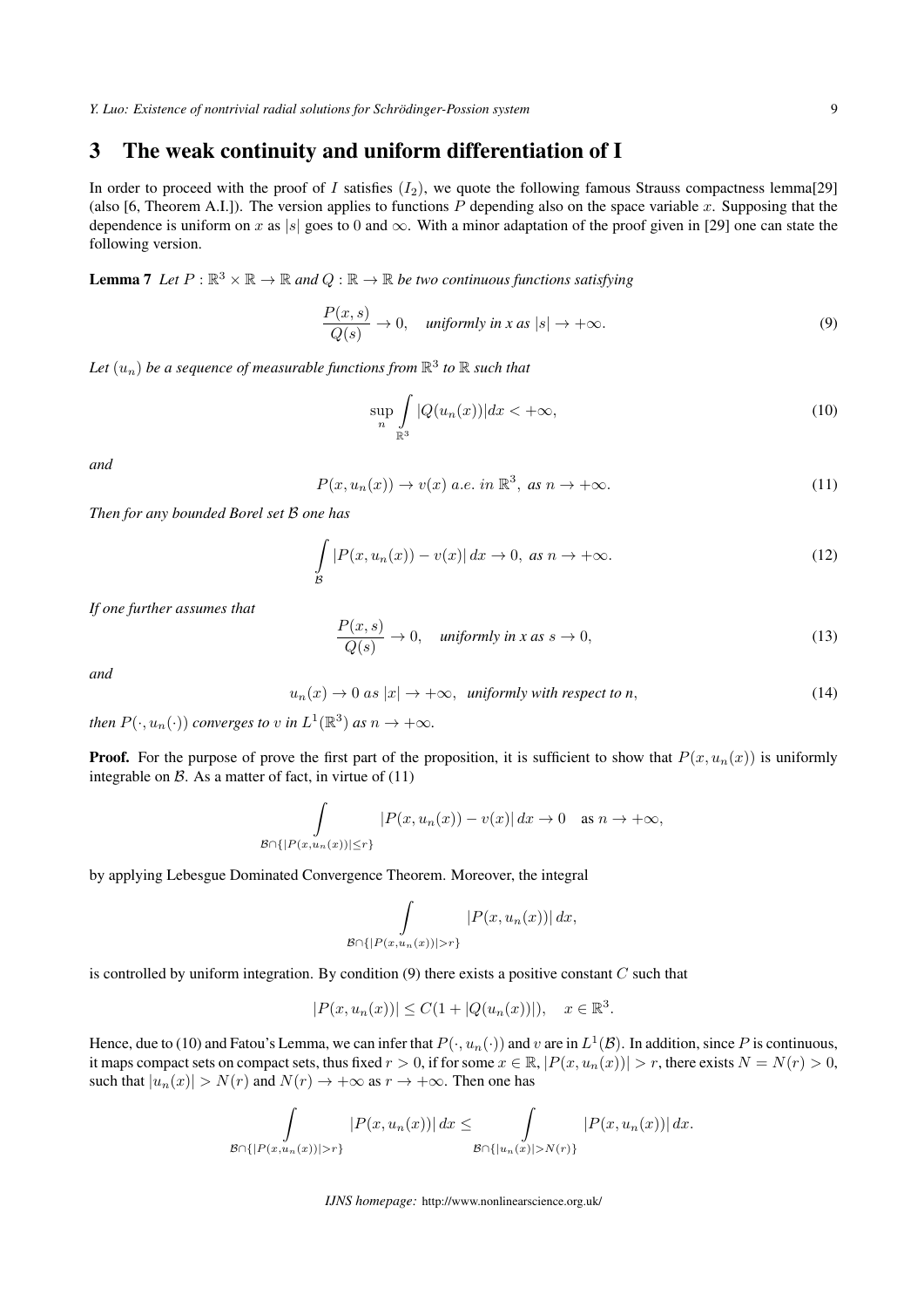## 3 The weak continuity and uniform differentiation of I

In order to proceed with the proof of $I$ satisfies $(I_2)$, we quote the following famous Strauss compactness lemma[29] (also [6, Theorem A.I.]). The version applies to functions $P$ depending also on the space variable $x$. Supposing that the dependence is uniform on $x$ as $|s|$ goes to 0 and $\infty$. With a minor adaptation of the proof given in [29] one can state the following version.

**Lemma 7** *Let $P : \mathbb{R}^3 \times \mathbb{R} \to \mathbb{R}$ and $Q : \mathbb{R} \to \mathbb{R}$ be two continuous functions satisfying*

$$\frac{P(x,s)}{Q(s)} \to 0, \quad \text{uniformly in } x \text{ as } |s| \to +\infty. \tag{9}$$

*Let $(u_n)$ be a sequence of measurable functions from $\mathbb{R}^3$ to $\mathbb{R}$ such that*

$$\sup_n \int_{\mathbb{R}^3} |Q(u_n(x))| dx < +\infty, \tag{10}$$

*and*

$$P(x, u_n(x)) \to v(x) \text{ a.e. in } \mathbb{R}^3, \text{ as } n \to +\infty. \tag{11}$$

*Then for any bounded Borel set $\mathcal{B}$ one has*

$$\int_{\mathcal{B}} |P(x, u_n(x)) - v(x)| \, dx \to 0, \text{ as } n \to +\infty. \tag{12}$$

*If one further assumes that*

$$\frac{P(x,s)}{Q(s)} \to 0, \quad \text{uniformly in } x \text{ as } s \to 0, \tag{13}$$

*and*

$$u_n(x) \to 0 \text{ as } |x| \to +\infty, \text{ uniformly with respect to } n, \tag{14}$$

*then $P(\cdot, u_n(\cdot))$ converges to $v$ in $L^1(\mathbb{R}^3)$ as $n \to +\infty$.*

**Proof.** For the purpose of prove the first part of the proposition, it is sufficient to show that $P(x, u_n(x))$ is uniformly integrable on $\mathcal{B}$. As a matter of fact, in virtue of (11)

$$\int_{\mathcal{B} \cap \{|P(x,u_n(x))| \leq r\}} |P(x, u_n(x)) - v(x)| \, dx \to 0 \quad \text{as } n \to +\infty,$$

by applying Lebesgue Dominated Convergence Theorem. Moreover, the integral

$$\int_{\mathcal{B} \cap \{|P(x,u_n(x))| > r\}} |P(x, u_n(x))| \, dx,$$

is controlled by uniform integration. By condition (9) there exists a positive constant $C$ such that

$$|P(x, u_n(x))| \leq C(1 + |Q(u_n(x))|), \quad x \in \mathbb{R}^3.$$

Hence, due to (10) and Fatou's Lemma, we can infer that $P(\cdot, u_n(\cdot))$ and $v$ are in $L^1(\mathcal{B})$. In addition, since $P$ is continuous, it maps compact sets on compact sets, thus fixed $r > 0$, if for some $x \in \mathbb{R}$, $|P(x, u_n(x))| > r$, there exists $N = N(r) > 0$, such that $|u_n(x)| > N(r)$ and $N(r) \to +\infty$ as $r \to +\infty$. Then one has

$$\int_{\mathcal{B} \cap \{|P(x,u_n(x))| > r\}} |P(x, u_n(x))| \, dx \leq \int_{\mathcal{B} \cap \{|u_n(x)| > N(r)\}} |P(x, u_n(x))| \, dx.$$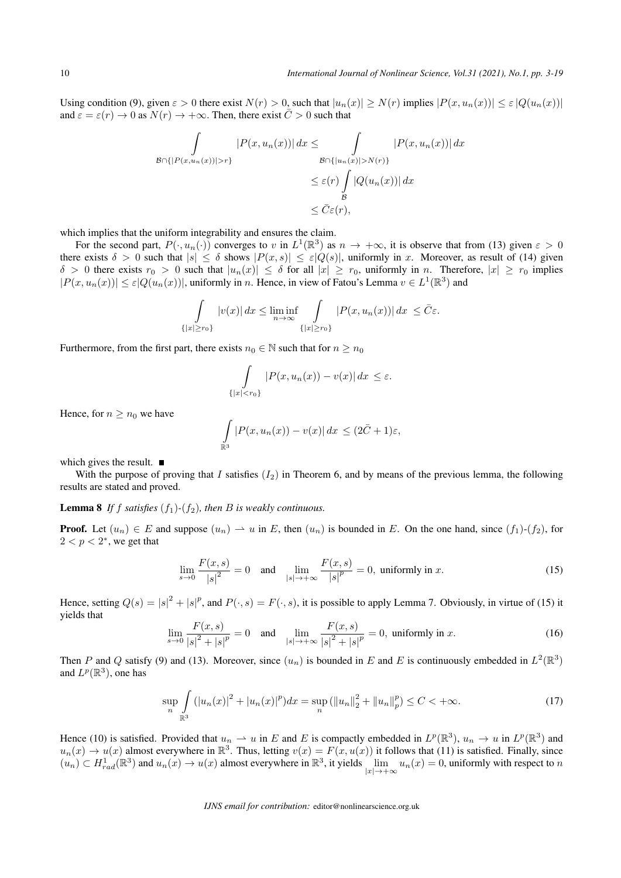Using condition (9), given $\varepsilon > 0$ there exist $N(r) > 0$, such that $|u_n(x)| \geq N(r)$ implies $|P(x, u_n(x))| \leq \varepsilon\, |Q(u_n(x))|$ and $\varepsilon = \varepsilon(r) \to 0$ as $N(r) \to +\infty$. Then, there exist $\bar{C} > 0$ such that

$$\begin{aligned}\int\limits_{\mathcal{B}\cap\{|P(x,u_n(x))|>r\}} |P(x, u_n(x))|\, dx &\leq \int\limits_{\mathcal{B}\cap\{|u_n(x)|>N(r)\}} |P(x, u_n(x))|\, dx \\ &\leq \varepsilon(r) \int\limits_{\mathcal{B}} |Q(u_n(x))|\, dx \\ &\leq \bar{C}\varepsilon(r),\end{aligned}$$

which implies that the uniform integrability and ensures the claim.

For the second part, $P(\cdot, u_n(\cdot))$ converges to $v$ in $L^1(\mathbb{R}^3)$ as $n \to +\infty$, it is observe that from (13) given $\varepsilon > 0$ there exists $\delta > 0$ such that $|s| \leq \delta$ shows $|P(x, s)| \leq \varepsilon|Q(s)|$, uniformly in $x$. Moreover, as result of (14) given $\delta > 0$ there exists $r_0 > 0$ such that $|u_n(x)| \leq \delta$ for all $|x| \geq r_0$, uniformly in $n$. Therefore, $|x| \geq r_0$ implies $|P(x, u_n(x))| \leq \varepsilon|Q(u_n(x))|$, uniformly in $n$. Hence, in view of Fatou's Lemma $v \in L^1(\mathbb{R}^3)$ and

$$\int\limits_{\{|x|\geq r_0\}} |v(x)|\, dx \leq \liminf_{n\to\infty} \int\limits_{\{|x|\geq r_0\}} |P(x, u_n(x))|\, dx \;\leq \bar{C}\varepsilon.$$

Furthermore, from the first part, there exists $n_0 \in \mathbb{N}$ such that for $n \geq n_0$

$$\int\limits_{\{|x|<r_0\}} |P(x, u_n(x)) - v(x)|\, dx \;\leq \varepsilon.$$

Hence, for $n \geq n_0$ we have

$$\int\limits_{\mathbb{R}^3} |P(x, u_n(x)) - v(x)|\, dx \;\leq (2\bar{C} + 1)\varepsilon,$$

which gives the result. ∎

With the purpose of proving that $I$ satisfies $(I_2)$ in Theorem 6, and by means of the previous lemma, the following results are stated and proved.

**Lemma 8** *If $f$ satisfies $(f_1)$-$(f_2)$, then $B$ is weakly continuous.*

**Proof.** Let $(u_n) \in E$ and suppose $(u_n) \rightharpoonup u$ in $E$, then $(u_n)$ is bounded in $E$. On the one hand, since $(f_1)$-$(f_2)$, for $2 < p < 2^*$, we get that

$$\lim_{s\to 0} \frac{F(x, s)}{|s|^2} = 0 \quad \text{and} \quad \lim_{|s|\to+\infty} \frac{F(x, s)}{|s|^p} = 0, \text{ uniformly in } x. \tag{15}$$

Hence, setting $Q(s) = |s|^2 + |s|^p$, and $P(\cdot, s) = F(\cdot, s)$, it is possible to apply Lemma 7. Obviously, in virtue of (15) it yields that

$$\lim_{s\to 0} \frac{F(x, s)}{|s|^2 + |s|^p} = 0 \quad \text{and} \quad \lim_{|s|\to+\infty} \frac{F(x, s)}{|s|^2 + |s|^p} = 0, \text{ uniformly in } x. \tag{16}$$

Then $P$ and $Q$ satisfy (9) and (13). Moreover, since $(u_n)$ is bounded in $E$ and $E$ is continuously embedded in $L^2(\mathbb{R}^3)$ and $L^p(\mathbb{R}^3)$, one has

$$\sup_n \int\limits_{\mathbb{R}^3} (|u_n(x)|^2 + |u_n(x)|^p)dx = \sup_n (\|u_n\|_2^2 + \|u_n\|_p^p) \leq C < +\infty. \tag{17}$$

Hence (10) is satisfied. Provided that $u_n \rightharpoonup u$ in $E$ and $E$ is compactly embedded in $L^p(\mathbb{R}^3)$, $u_n \to u$ in $L^p(\mathbb{R}^3)$ and $u_n(x) \to u(x)$ almost everywhere in $\mathbb{R}^3$. Thus, letting $v(x) = F(x, u(x))$ it follows that (11) is satisfied. Finally, since $(u_n) \subset H^1_{rad}(\mathbb{R}^3)$ and $u_n(x) \to u(x)$ almost everywhere in $\mathbb{R}^3$, it yields $\lim\limits_{|x|\to+\infty} u_n(x) = 0$, uniformly with respect to $n$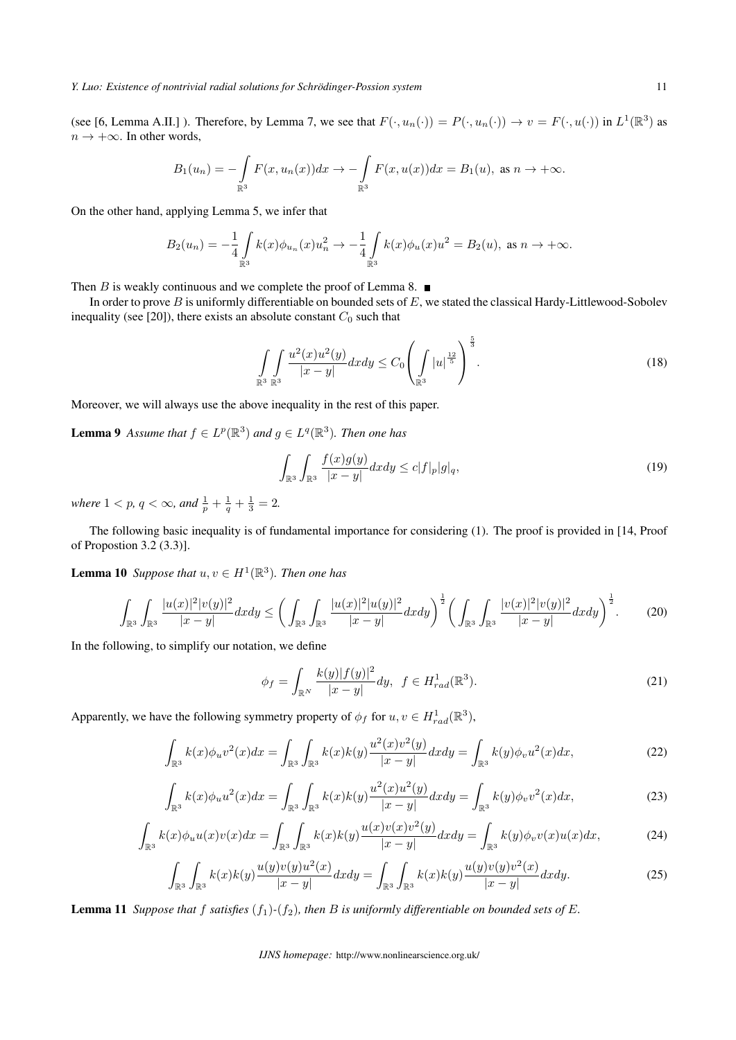(see [6, Lemma A.II.] ). Therefore, by Lemma 7, we see that $F(\cdot, u_n(\cdot)) = P(\cdot, u_n(\cdot)) \to v = F(\cdot, u(\cdot))$ in $L^1(\mathbb{R}^3)$ as $n \to +\infty$. In other words,

$$B_1(u_n) = -\int_{\mathbb{R}^3} F(x, u_n(x))dx \to -\int_{\mathbb{R}^3} F(x, u(x))dx = B_1(u), \text{ as } n \to +\infty.$$

On the other hand, applying Lemma 5, we infer that

$$B_2(u_n) = -\frac{1}{4}\int_{\mathbb{R}^3} k(x)\phi_{u_n}(x)u_n^2 \to -\frac{1}{4}\int_{\mathbb{R}^3} k(x)\phi_u(x)u^2 = B_2(u), \text{ as } n \to +\infty.$$

Then $B$ is weakly continuous and we complete the proof of Lemma 8. ■

In order to prove $B$ is uniformly differentiable on bounded sets of $E$, we stated the classical Hardy-Littlewood-Sobolev inequality (see [20]), there exists an absolute constant $C_0$ such that

$$\int_{\mathbb{R}^3}\int_{\mathbb{R}^3} \frac{u^2(x)u^2(y)}{|x-y|}dxdy \le C_0\left(\int_{\mathbb{R}^3} |u|^{\frac{12}{5}}\right)^{\frac{5}{3}}. \tag{18}$$

Moreover, we will always use the above inequality in the rest of this paper.

**Lemma 9** *Assume that $f \in L^p(\mathbb{R}^3)$ and $g \in L^q(\mathbb{R}^3)$. Then one has*

$$\int_{\mathbb{R}^3}\int_{\mathbb{R}^3} \frac{f(x)g(y)}{|x-y|}dxdy \le c|f|_p|g|_q, \tag{19}$$

*where $1 < p,\, q < \infty$, and $\frac{1}{p} + \frac{1}{q} + \frac{1}{3} = 2$.*

The following basic inequality is of fundamental importance for considering (1). The proof is provided in [14, Proof of Propostion 3.2 (3.3)].

**Lemma 10** *Suppose that $u, v \in H^1(\mathbb{R}^3)$. Then one has*

$$\int_{\mathbb{R}^3}\int_{\mathbb{R}^3} \frac{|u(x)|^2|v(y)|^2}{|x-y|}dxdy \le \left(\int_{\mathbb{R}^3}\int_{\mathbb{R}^3} \frac{|u(x)|^2|u(y)|^2}{|x-y|}dxdy\right)^{\frac{1}{2}}\left(\int_{\mathbb{R}^3}\int_{\mathbb{R}^3} \frac{|v(x)|^2|v(y)|^2}{|x-y|}dxdy\right)^{\frac{1}{2}}. \tag{20}$$

In the following, to simplify our notation, we define

$$\phi_f = \int_{\mathbb{R}^N} \frac{k(y)|f(y)|^2}{|x-y|}dy, \;\; f \in H^1_{rad}(\mathbb{R}^3). \tag{21}$$

Apparently, we have the following symmetry property of $\phi_f$ for $u, v \in H^1_{rad}(\mathbb{R}^3)$,

$$\int_{\mathbb{R}^3} k(x)\phi_u v^2(x)dx = \int_{\mathbb{R}^3}\int_{\mathbb{R}^3} k(x)k(y)\frac{u^2(x)v^2(y)}{|x-y|}dxdy = \int_{\mathbb{R}^3} k(y)\phi_v u^2(x)dx, \tag{22}$$

$$\int_{\mathbb{R}^3} k(x)\phi_u u^2(x)dx = \int_{\mathbb{R}^3}\int_{\mathbb{R}^3} k(x)k(y)\frac{u^2(x)u^2(y)}{|x-y|}dxdy = \int_{\mathbb{R}^3} k(y)\phi_v v^2(x)dx, \tag{23}$$

$$\int_{\mathbb{R}^3} k(x)\phi_u u(x)v(x)dx = \int_{\mathbb{R}^3}\int_{\mathbb{R}^3} k(x)k(y)\frac{u(x)v(x)v^2(y)}{|x-y|}dxdy = \int_{\mathbb{R}^3} k(y)\phi_v v(x)u(x)dx, \tag{24}$$

$$\int_{\mathbb{R}^3}\int_{\mathbb{R}^3} k(x)k(y)\frac{u(y)v(y)u^2(x)}{|x-y|}dxdy = \int_{\mathbb{R}^3}\int_{\mathbb{R}^3} k(x)k(y)\frac{u(y)v(y)v^2(x)}{|x-y|}dxdy. \tag{25}$$

**Lemma 11** *Suppose that $f$ satisfies $(f_1)$-$(f_2)$, then $B$ is uniformly differentiable on bounded sets of $E$.*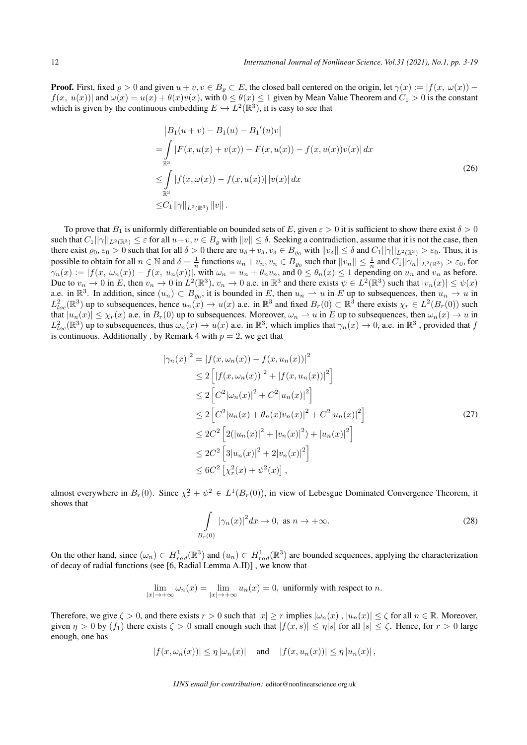**Proof.** First, fixed $\varrho > 0$ and given $u+v, v \in B_\varrho \subset E$, the closed ball centered on the origin, let $\gamma(x) := |f(x,\ \omega(x)) - f(x,\ u(x))|$ and $\omega(x) = u(x) + \theta(x)v(x)$, with $0 \leq \theta(x) \leq 1$ given by Mean Value Theorem and $C_1 > 0$ is the constant which is given by the continuous embedding $E \hookrightarrow L^2(\mathbb{R}^3)$, it is easy to see that

$$
\begin{aligned}
&\left|B_1(u+v) - B_1(u) - {B_1}'(u)v\right| \\
=&\int_{\mathbb{R}^3} |F(x,u(x)+v(x)) - F(x,u(x)) - f(x,u(x))v(x)|\,dx \\
\leq& \int_{\mathbb{R}^3} |f(x,\omega(x)) - f(x,u(x))|\,|v(x)|\,dx \\
\leq& C_1\|\gamma\|_{L^2(\mathbb{R}^3)}\,\|v\|\,.
\end{aligned}
\tag{26}
$$

To prove that $B_1$ is uniformly differentiable on bounded sets of $E$, given $\varepsilon > 0$ it is sufficient to show there exist $\delta > 0$ such that $C_1||\gamma||_{L^2(\mathbb{R}^3)} \leq \varepsilon$ for all $u+v, v \in B_\varrho$ with $\|v\| \leq \delta$. Seeking a contradiction, assume that it is not the case, then there exist $\varrho_0, \varepsilon_0 > 0$ such that for all $\delta > 0$ there are $u_\delta + v_\delta, v_\delta \in B_{\varrho_0}$ with $\|v_\delta\| \leq \delta$ and $C_1||\gamma||_{L^2(\mathbb{R}^3)} > \varepsilon_0$. Thus, it is possible to obtain for all $n \in \mathbb{N}$ and $\delta = \frac{1}{n}$ functions $u_n + v_n, v_n \in B_{\varrho_0}$ such that $||v_n|| \leq \frac{1}{n}$ and $C_1||\gamma_n||_{L^2(\mathbb{R}^3)} > \varepsilon_0$, for $\gamma_n(x) := |f(x,\ \omega_n(x)) - f(x,\ u_n(x))|$, with $\omega_n = u_n + \theta_n v_n$, and $0 \leq \theta_n(x) \leq 1$ depending on $u_n$ and $v_n$ as before. Due to $v_n \to 0$ in $E$, then $v_n \to 0$ in $L^2(\mathbb{R}^3)$, $v_n \to 0$ a.e. in $\mathbb{R}^3$ and there exists $\psi \in L^2(\mathbb{R}^3)$ such that $|v_n(x)| \leq \psi(x)$ a.e. in $\mathbb{R}^3$. In addition, since $(u_n) \subset B_{\varrho_0}$, it is bounded in $E$, then $u_n \rightharpoonup u$ in $E$ up to subsequences, then $u_n \to u$ in $L^2_{loc}(\mathbb{R}^3)$ up to subsequences, hence $u_n(x) \to u(x)$ a.e. in $\mathbb{R}^3$ and fixed $B_r(0) \subset \mathbb{R}^3$ there exists $\chi_r \in L^2(B_r(0))$ such that $|u_n(x)| \leq \chi_r(x)$ a.e. in $B_r(0)$ up to subsequences. Moreover, $\omega_n \rightharpoonup u$ in $E$ up to subsequences, then $\omega_n(x) \to u$ in $L^2_{loc}(\mathbb{R}^3)$ up to subsequences, thus $\omega_n(x) \to u(x)$ a.e. in $\mathbb{R}^3$, which implies that $\gamma_n(x) \to 0$, a.e. in $\mathbb{R}^3$ , provided that $f$ is continuous. Additionally , by Remark 4 with $p = 2$, we get that

$$
\begin{aligned}
|\gamma_n(x)|^2 &= |f(x,\omega_n(x)) - f(x,u_n(x))|^2 \\
&\leq 2\left[|f(x,\omega_n(x))|^2 + |f(x,u_n(x))|^2\right] \\
&\leq 2\left[C^2|\omega_n(x)|^2 + C^2|u_n(x)|^2\right] \\
&\leq 2\left[C^2|u_n(x)+\theta_n(x)v_n(x)|^2 + C^2|u_n(x)|^2\right] \\
&\leq 2C^2\left[2(|u_n(x)|^2 + |v_n(x)|^2) + |u_n(x)|^2\right] \\
&\leq 2C^2\left[3|u_n(x)|^2 + 2|v_n(x)|^2\right] \\
&\leq 6C^2\left[\chi_r^2(x) + \psi^2(x)\right],
\end{aligned}
\tag{27}
$$

almost everywhere in $B_r(0)$. Since $\chi_r^2 + \psi^2 \in L^1(B_r(0))$, in view of Lebesgue Dominated Convergence Theorem, it shows that

$$
\int_{B_r(0)} |\gamma_n(x)|^2 dx \to 0, \text{ as } n \to +\infty. \tag{28}
$$

On the other hand, since $(\omega_n) \subset H^1_{rad}(\mathbb{R}^3)$ and $(u_n) \subset H^1_{rad}(\mathbb{R}^3)$ are bounded sequences, applying the characterization of decay of radial functions (see [6, Radial Lemma A.II)] , we know that

$$
\lim_{|x|\to+\infty} \omega_n(x) = \lim_{|x|\to+\infty} u_n(x) = 0, \text{ uniformly with respect to } n.
$$

Therefore, we give $\zeta > 0$, and there exists $r > 0$ such that $|x| \geq r$ implies $|\omega_n(x)|, |u_n(x)| \leq \zeta$ for all $n \in \mathbb{R}$. Moreover, given $\eta > 0$ by $(f_1)$ there exists $\zeta > 0$ small enough such that $|f(x,s)| \leq \eta|s|$ for all $|s| \leq \zeta$. Hence, for $r > 0$ large enough, one has

$$
|f(x,\omega_n(x))| \leq \eta\,|\omega_n(x)| \quad \text{and} \quad |f(x,u_n(x))| \leq \eta\,|u_n(x)|\,,
$$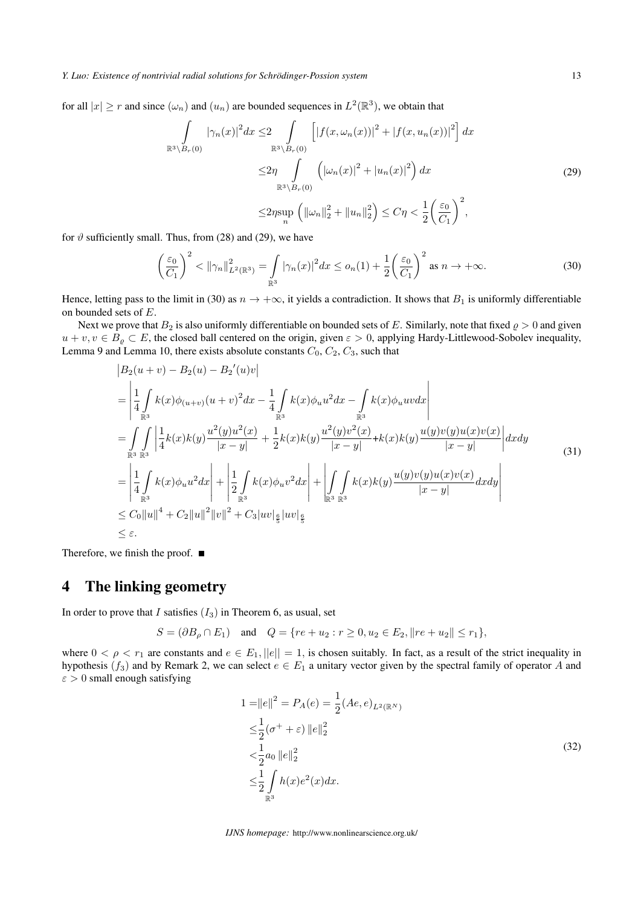for all $|x| \geq r$ and since $(\omega_n)$ and $(u_n)$ are bounded sequences in $L^2(\mathbb{R}^3)$, we obtain that

$$
\begin{aligned}
\int\limits_{\mathbb{R}^3 \setminus B_r(0)} |\gamma_n(x)|^2 dx \leq & 2 \int\limits_{\mathbb{R}^3 \setminus B_r(0)} \left[ |f(x, \omega_n(x))|^2 + |f(x, u_n(x))|^2 \right] dx \\
\leq & 2\eta \int\limits_{\mathbb{R}^3 \setminus B_r(0)} \left( |\omega_n(x)|^2 + |u_n(x)|^2 \right) dx \\
\leq & 2\eta \sup_n \left( \|\omega_n\|_2^2 + \|u_n\|_2^2 \right) \leq C\eta < \frac{1}{2} \left( \frac{\varepsilon_0}{C_1} \right)^2,
\end{aligned}
\tag{29}
$$

for $\vartheta$ sufficiently small. Thus, from (28) and (29), we have

$$
\left( \frac{\varepsilon_0}{C_1} \right)^2 < \|\gamma_n\|_{L^2(\mathbb{R}^3)}^2 = \int\limits_{\mathbb{R}^3} |\gamma_n(x)|^2 dx \leq o_n(1) + \frac{1}{2} \left( \frac{\varepsilon_0}{C_1} \right)^2 \text{ as } n \to +\infty. \tag{30}
$$

Hence, letting pass to the limit in (30) as $n \to +\infty$, it yields a contradiction. It shows that $B_1$ is uniformly differentiable on bounded sets of $E$.

Next we prove that $B_2$ is also uniformly differentiable on bounded sets of $E$. Similarly, note that fixed $\varrho > 0$ and given $u + v, v \in B_\varrho \subset E$, the closed ball centered on the origin, given $\varepsilon > 0$, applying Hardy-Littlewood-Sobolev inequality, Lemma 9 and Lemma 10, there exists absolute constants $C_0$, $C_2$, $C_3$, such that

$$
\begin{aligned}
& \left| B_2(u+v) - B_2(u) - B_2{}'(u)v \right| \\
= & \left| \frac{1}{4} \int\limits_{\mathbb{R}^3} k(x)\phi_{(u+v)}(u+v)^2 dx - \frac{1}{4} \int\limits_{\mathbb{R}^3} k(x)\phi_u u^2 dx - \int\limits_{\mathbb{R}^3} k(x)\phi_u uv dx \right| \\
= & \int\limits_{\mathbb{R}^3} \int\limits_{\mathbb{R}^3} \left| \frac{1}{4} k(x)k(y) \frac{u^2(y)u^2(x)}{|x-y|} + \frac{1}{2} k(x)k(y) \frac{u^2(y)v^2(x)}{|x-y|} + k(x)k(y) \frac{u(y)v(y)u(x)v(x)}{|x-y|} \right| dxdy \\
= & \left| \frac{1}{4} \int\limits_{\mathbb{R}^3} k(x)\phi_u u^2 dx \right| + \left| \frac{1}{2} \int\limits_{\mathbb{R}^3} k(x)\phi_u v^2 dx \right| + \left| \int\limits_{\mathbb{R}^3} \int\limits_{\mathbb{R}^3} k(x)k(y) \frac{u(y)v(y)u(x)v(x)}{|x-y|} dxdy \right| \\
\leq & C_0 \|u\|^4 + C_2 \|u\|^2 \|v\|^2 + C_3 |uv|_{\frac{6}{5}} |uv|_{\frac{6}{5}} \\
\leq & \varepsilon.
\end{aligned}
\tag{31}
$$

Therefore, we finish the proof. ■

## 4 The linking geometry

In order to prove that $I$ satisfies $(I_3)$ in Theorem 6, as usual, set

$$
S = (\partial B_\rho \cap E_1) \quad \text{and} \quad Q = \{re + u_2 : r \geq 0, u_2 \in E_2, \|re + u_2\| \leq r_1\},
$$

where $0 < \rho < r_1$ are constants and $e \in E_1$, $||e|| = 1$, is chosen suitably. In fact, as a result of the strict inequality in hypothesis $(f_3)$ and by Remark 2, we can select $e \in E_1$ a unitary vector given by the spectral family of operator $A$ and $\varepsilon > 0$ small enough satisfying

$$
\begin{aligned}
1 = & \|e\|^2 = P_A(e) = \frac{1}{2}(Ae, e)_{L^2(\mathbb{R}^N)} \\
\leq & \frac{1}{2}(\sigma^+ + \varepsilon) \|e\|_2^2 \\
< & \frac{1}{2} a_0 \|e\|_2^2 \\
\leq & \frac{1}{2} \int\limits_{\mathbb{R}^3} h(x)e^2(x) dx.
\end{aligned}
\tag{32}
$$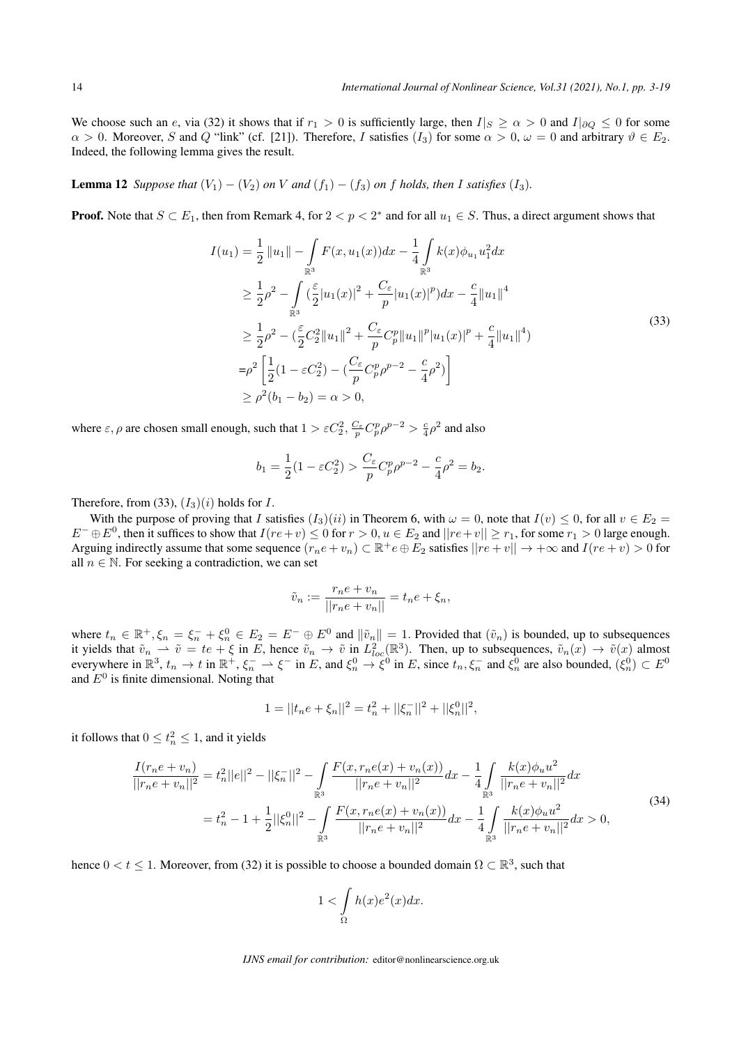We choose such an $e$, via (32) it shows that if $r_1 > 0$ is sufficiently large, then $I|_S \geq \alpha > 0$ and $I|_{\partial Q} \leq 0$ for some $\alpha > 0$. Moreover, $S$ and $Q$ "link" (cf. [21]). Therefore, $I$ satisfies $(I_3)$ for some $\alpha > 0$, $\omega = 0$ and arbitrary $\vartheta \in E_2$. Indeed, the following lemma gives the result.

**Lemma 12** *Suppose that $(V_1) - (V_2)$ on $V$ and $(f_1) - (f_3)$ on $f$ holds, then $I$ satisfies $(I_3)$.*

**Proof.** Note that $S \subset E_1$, then from Remark 4, for $2 < p < 2^*$ and for all $u_1 \in S$. Thus, a direct argument shows that

$$
\begin{aligned}
I(u_1) &= \frac{1}{2}\|u_1\| - \int\limits_{\mathbb{R}^3} F(x, u_1(x))dx - \frac{1}{4}\int\limits_{\mathbb{R}^3} k(x)\phi_{u_1}u_1^2 dx \\
&\geq \frac{1}{2}\rho^2 - \int\limits_{\mathbb{R}^3} (\frac{\varepsilon}{2}|u_1(x)|^2 + \frac{C_\varepsilon}{p}|u_1(x)|^p)dx - \frac{c}{4}\|u_1\|^4 \\
&\geq \frac{1}{2}\rho^2 - (\frac{\varepsilon}{2}C_2^2\|u_1\|^2 + \frac{C_\varepsilon}{p}C_p^p\|u_1\|^p|u_1(x)|^p + \frac{c}{4}\|u_1\|^4) \\
&= \rho^2\left[\frac{1}{2}(1-\varepsilon C_2^2) - (\frac{C_\varepsilon}{p}C_p^p\rho^{p-2} - \frac{c}{4}\rho^2)\right] \\
&\geq \rho^2(b_1 - b_2) = \alpha > 0,
\end{aligned}
\tag{33}
$$

where $\varepsilon, \rho$ are chosen small enough, such that $1 > \varepsilon C_2^2$, $\frac{C_\varepsilon}{p}C_p^p\rho^{p-2} > \frac{c}{4}\rho^2$ and also

$$
b_1 = \frac{1}{2}(1-\varepsilon C_2^2) > \frac{C_\varepsilon}{p}C_p^p\rho^{p-2} - \frac{c}{4}\rho^2 = b_2.
$$

Therefore, from (33), $(I_3)(i)$ holds for $I$.

With the purpose of proving that $I$ satisfies $(I_3)(ii)$ in Theorem 6, with $\omega = 0$, note that $I(v) \leq 0$, for all $v \in E_2 = E^- \oplus E^0$, then it suffices to show that $I(re+v) \leq 0$ for $r > 0, u \in E_2$ and $||re+v|| \geq r_1$, for some $r_1 > 0$ large enough. Arguing indirectly assume that some sequence $(r_n e + v_n) \subset \mathbb{R}^+ e \oplus E_2$ satisfies $||re+v|| \to +\infty$ and $I(re+v) > 0$ for all $n \in \mathbb{N}$. For seeking a contradiction, we can set

$$
\tilde{v}_n := \frac{r_n e + v_n}{||r_n e + v_n||} = t_n e + \xi_n,
$$

where $t_n \in \mathbb{R}^+, \xi_n = \xi_n^- + \xi_n^0 \in E_2 = E^- \oplus E^0$ and $\|\tilde{v}_n\| = 1$. Provided that $(\tilde{v}_n)$ is bounded, up to subsequences it yields that $\tilde{v}_n \rightharpoonup \tilde{v} = te + \xi$ in $E$, hence $\tilde{v}_n \to \tilde{v}$ in $L^2_{loc}(\mathbb{R}^3)$. Then, up to subsequences, $\tilde{v}_n(x) \to \tilde{v}(x)$ almost everywhere in $\mathbb{R}^3$, $t_n \to t$ in $\mathbb{R}^+$, $\xi_n^- \rightharpoonup \xi^-$ in $E$, and $\xi_n^0 \to \xi^0$ in $E$, since $t_n, \xi_n^-$ and $\xi_n^0$ are also bounded, $(\xi_n^0) \subset E^0$ and $E^0$ is finite dimensional. Noting that

$$
1 = ||t_n e + \xi_n||^2 = t_n^2 + ||\xi_n^-||^2 + ||\xi_n^0||^2,
$$

it follows that $0 \leq t_n^2 \leq 1$, and it yields

$$
\begin{aligned}
\frac{I(r_n e + v_n)}{||r_n e + v_n||^2} &= t_n^2||e||^2 - ||\xi_n^-||^2 - \int\limits_{\mathbb{R}^3} \frac{F(x, r_n e(x) + v_n(x))}{||r_n e + v_n||^2}dx - \frac{1}{4}\int\limits_{\mathbb{R}^3} \frac{k(x)\phi_u u^2}{||r_n e + v_n||^2}dx \\
&= t_n^2 - 1 + \frac{1}{2}||\xi_n^0||^2 - \int\limits_{\mathbb{R}^3} \frac{F(x, r_n e(x) + v_n(x))}{||r_n e + v_n||^2}dx - \frac{1}{4}\int\limits_{\mathbb{R}^3} \frac{k(x)\phi_u u^2}{||r_n e + v_n||^2}dx > 0,
\end{aligned}
\tag{34}
$$

hence $0 < t \leq 1$. Moreover, from (32) it is possible to choose a bounded domain $\Omega \subset \mathbb{R}^3$, such that

$$
1 < \int\limits_\Omega h(x)e^2(x)dx.
$$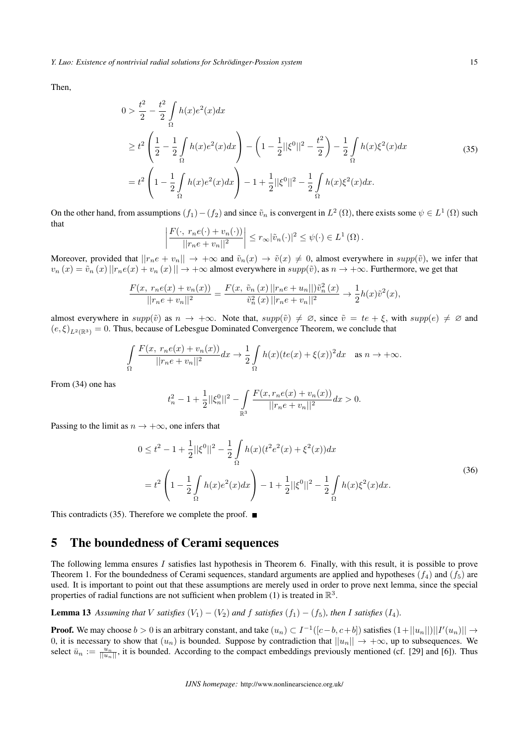Then,

$$
\begin{aligned}
0 &> \frac{t^2}{2} - \frac{t^2}{2}\int\limits_{\Omega} h(x)e^2(x)dx \\
&\geq t^2\left(\frac{1}{2} - \frac{1}{2}\int\limits_{\Omega} h(x)e^2(x)dx\right) - \left(1 - \frac{1}{2}||\xi^0||^2 - \frac{t^2}{2}\right) - \frac{1}{2}\int\limits_{\Omega} h(x)\xi^2(x)dx \\
&= t^2\left(1 - \frac{1}{2}\int\limits_{\Omega} h(x)e^2(x)dx\right) - 1 + \frac{1}{2}||\xi^0||^2 - \frac{1}{2}\int\limits_{\Omega} h(x)\xi^2(x)dx.
\end{aligned}
\tag{35}
$$

On the other hand, from assumptions $(f_1)-(f_2)$ and since $\tilde{v}_n$ is convergent in $L^2(\Omega)$, there exists some $\psi \in L^1(\Omega)$ such that

$$
\left|\frac{F(\cdot,\ r_n e(\cdot) + v_n(\cdot))}{||r_n e + v_n||^2}\right| \leq r_\infty |\tilde{v}_n(\cdot)|^2 \leq \psi(\cdot) \in L^1(\Omega).
$$

Moreover, provided that $||r_n e + v_n|| \to +\infty$ and $\tilde{v}_n(x) \to \tilde{v}(x) \neq 0$, almost everywhere in $supp(\tilde{v})$, we infer that $v_n(x) = \tilde{v}_n(x)\,||r_n e(x) + v_n(x)|| \to +\infty$ almost everywhere in $supp(\tilde{v})$, as $n \to +\infty$. Furthermore, we get that

$$
\frac{F(x,\ r_n e(x) + v_n(x))}{||r_n e + v_n||^2} = \frac{F(x,\ \tilde{v}_n(x)\,||r_n e + u_n||)\tilde{v}_n^2(x)}{\tilde{v}_n^2(x)\,||r_n e + v_n||^2} \to \frac{1}{2}h(x)\tilde{v}^2(x),
$$

almost everywhere in $supp(\tilde{v})$ as $n \to +\infty$. Note that, $supp(\tilde{v}) \neq \varnothing$, since $\tilde{v} = te + \xi$, with $supp(e) \neq \varnothing$ and $(e, \xi)_{L^2(\mathbb{R}^3)} = 0$. Thus, because of Lebesgue Dominated Convergence Theorem, we conclude that

$$
\int\limits_{\Omega} \frac{F(x,\ r_n e(x) + v_n(x))}{||r_n e + v_n||^2}dx \to \frac{1}{2}\int\limits_{\Omega} h(x)(te(x) + \xi(x))^2 dx \quad \text{as } n \to +\infty.
$$

From (34) one has

$$
t_n^2 - 1 + \frac{1}{2}||\xi_n^0||^2 - \int\limits_{\mathbb{R}^3} \frac{F(x, r_n e(x) + v_n(x))}{||r_n e + v_n||^2}dx > 0.
$$

Passing to the limit as $n \to +\infty$, one infers that

$$
\begin{aligned}
0 &\leq t^2 - 1 + \frac{1}{2}||\xi^0||^2 - \frac{1}{2}\int\limits_{\Omega} h(x)(t^2 e^2(x) + \xi^2(x))dx \\
&= t^2\left(1 - \frac{1}{2}\int\limits_{\Omega} h(x)e^2(x)dx\right) - 1 + \frac{1}{2}||\xi^0||^2 - \frac{1}{2}\int\limits_{\Omega} h(x)\xi^2(x)dx.
\end{aligned}
\tag{36}
$$

This contradicts (35). Therefore we complete the proof. ■

## 5 The boundedness of Cerami sequences

The following lemma ensures $I$ satisfies last hypothesis in Theorem 6. Finally, with this result, it is possible to prove Theorem 1. For the boundedness of Cerami sequences, standard arguments are applied and hypotheses $(f_4)$ and $(f_5)$ are used. It is important to point out that these assumptions are merely used in order to prove next lemma, since the special properties of radial functions are not sufficient when problem (1) is treated in $\mathbb{R}^3$.

**Lemma 13** *Assuming that $V$ satisfies $(V_1)-(V_2)$ and $f$ satisfies $(f_1)-(f_5)$, then $I$ satisfies $(I_4)$.*

**Proof.** We may choose $b > 0$ is an arbitrary constant, and take $(u_n) \subset I^{-1}([c-b, c+b])$ satisfies $(1+||u_n||)||I'(u_n)|| \to 0$, it is necessary to show that $(u_n)$ is bounded. Suppose by contradiction that $||u_n|| \to +\infty$, up to subsequences. We select $\bar{u}_n := \frac{u_n}{||u_n||}$, it is bounded. According to the compact embeddings previously mentioned (cf. [29] and [6]). Thus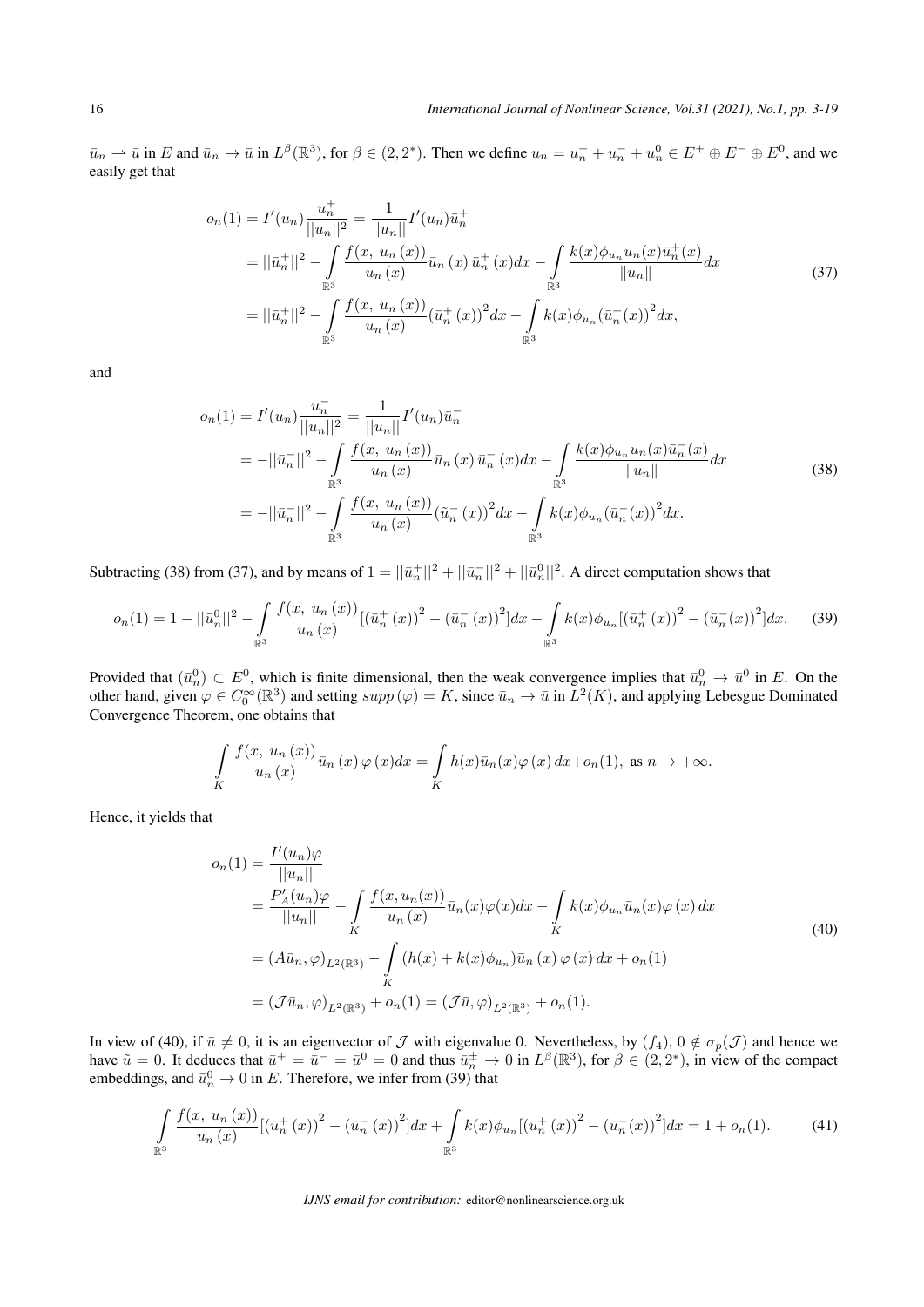$\bar{u}_n \rightharpoonup \bar{u}$ in $E$ and $\bar{u}_n \to \bar{u}$ in $L^{\beta}(\mathbb{R}^3)$, for $\beta \in (2, 2^*)$. Then we define $u_n = u_n^+ + u_n^- + u_n^0 \in E^+ \oplus E^- \oplus E^0$, and we easily get that

$$
\begin{aligned}
o_n(1) &= I'(u_n)\frac{u_n^+}{||u_n||^2} = \frac{1}{||u_n||}I'(u_n)\bar{u}_n^+ \\
&= ||\bar{u}_n^+||^2 - \int\limits_{\mathbb{R}^3} \frac{f(x,\ u_n(x))}{u_n(x)}\bar{u}_n(x)\,\bar{u}_n^+(x)dx - \int\limits_{\mathbb{R}^3} \frac{k(x)\phi_{u_n}u_n(x)\bar{u}_n^+(x)}{\|u_n\|}dx \\
&= ||\bar{u}_n^+||^2 - \int\limits_{\mathbb{R}^3} \frac{f(x,\ u_n(x))}{u_n(x)}\left(\bar{u}_n^+(x)\right)^2dx - \int\limits_{\mathbb{R}^3} k(x)\phi_{u_n}\left(\bar{u}_n^+(x)\right)^2dx,
\end{aligned} \tag{37}
$$

and

$$
\begin{aligned}
o_n(1) &= I'(u_n)\frac{u_n^-}{||u_n||^2} = \frac{1}{||u_n||}I'(u_n)\bar{u}_n^- \\
&= -||\bar{u}_n^-||^2 - \int\limits_{\mathbb{R}^3} \frac{f(x,\ u_n(x))}{u_n(x)}\bar{u}_n(x)\,\bar{u}_n^-(x)dx - \int\limits_{\mathbb{R}^3} \frac{k(x)\phi_{u_n}u_n(x)\bar{u}_n^-(x)}{\|u_n\|}dx \\
&= -||\bar{u}_n^-||^2 - \int\limits_{\mathbb{R}^3} \frac{f(x,\ u_n(x))}{u_n(x)}\left(\tilde{u}_n^-(x)\right)^2dx - \int\limits_{\mathbb{R}^3} k(x)\phi_{u_n}\left(\bar{u}_n^-(x)\right)^2dx.
\end{aligned} \tag{38}
$$

Subtracting (38) from (37), and by means of $1 = ||\bar{u}_n^+||^2 + ||\bar{u}_n^-||^2 + ||\bar{u}_n^0||^2$. A direct computation shows that

$$
o_n(1) = 1 - ||\bar{u}_n^0||^2 - \int\limits_{\mathbb{R}^3} \frac{f(x,\ u_n(x))}{u_n(x)}[\left(\bar{u}_n^+(x)\right)^2 - \left(\bar{u}_n^-(x)\right)^2]dx - \int\limits_{\mathbb{R}^3} k(x)\phi_{u_n}[\left(\bar{u}_n^+(x)\right)^2 - \left(\bar{u}_n^-(x)\right)^2]dx. \tag{39}
$$

Provided that $(\bar{u}_n^0) \subset E^0$, which is finite dimensional, then the weak convergence implies that $\bar{u}_n^0 \to \bar{u}^0$ in $E$. On the other hand, given $\varphi \in C_0^{\infty}(\mathbb{R}^3)$ and setting $supp(\varphi) = K$, since $\bar{u}_n \to \bar{u}$ in $L^2(K)$, and applying Lebesgue Dominated Convergence Theorem, one obtains that

$$
\int\limits_K \frac{f(x,\ u_n(x))}{u_n(x)}\bar{u}_n(x)\,\varphi(x)dx = \int\limits_K h(x)\bar{u}_n(x)\varphi(x)\,dx + o_n(1), \text{ as } n \to +\infty.
$$

Hence, it yields that

$$
\begin{aligned}
o_n(1) &= \frac{I'(u_n)\varphi}{||u_n||} \\
&= \frac{P_A'(u_n)\varphi}{||u_n||} - \int\limits_K \frac{f(x,u_n(x))}{u_n(x)}\bar{u}_n(x)\varphi(x)dx - \int\limits_K k(x)\phi_{u_n}\bar{u}_n(x)\varphi(x)\,dx \\
&= (A\bar{u}_n, \varphi)_{L^2(\mathbb{R}^3)} - \int\limits_K (h(x) + k(x)\phi_{u_n})\bar{u}_n(x)\,\varphi(x)\,dx + o_n(1) \\
&= (\mathcal{J}\bar{u}_n, \varphi)_{L^2(\mathbb{R}^3)} + o_n(1) = (\mathcal{J}\bar{u}, \varphi)_{L^2(\mathbb{R}^3)} + o_n(1).
\end{aligned} \tag{40}
$$

In view of (40), if $\bar{u} \neq 0$, it is an eigenvector of $\mathcal{J}$ with eigenvalue 0. Nevertheless, by $(f_4)$, $0 \notin \sigma_p(\mathcal{J})$ and hence we have $\tilde{u} = 0$. It deduces that $\bar{u}^+ = \bar{u}^- = \bar{u}^0 = 0$ and thus $\bar{u}_n^{\pm} \to 0$ in $L^{\beta}(\mathbb{R}^3)$, for $\beta \in (2, 2^*)$, in view of the compact embeddings, and $\bar{u}_n^0 \to 0$ in $E$. Therefore, we infer from (39) that

$$
\int\limits_{\mathbb{R}^3} \frac{f(x,\ u_n(x))}{u_n(x)}[\left(\bar{u}_n^+(x)\right)^2 - \left(\bar{u}_n^-(x)\right)^2]dx + \int\limits_{\mathbb{R}^3} k(x)\phi_{u_n}[\left(\bar{u}_n^+(x)\right)^2 - \left(\bar{u}_n^-(x)\right)^2]dx = 1 + o_n(1). \tag{41}
$$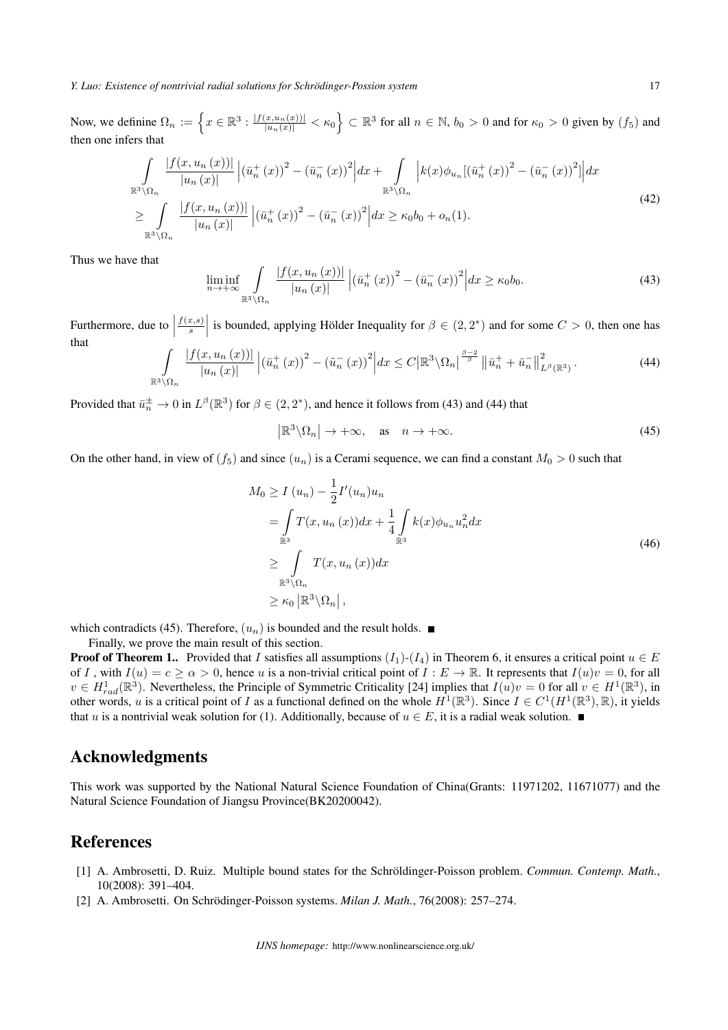Now, we definine $\Omega_n := \left\{ x \in \mathbb{R}^3 : \frac{|f(x,u_n(x))|}{|u_n(x)|} < \kappa_0 \right\} \subset \mathbb{R}^3$ for all $n \in \mathbb{N}$, $b_0 > 0$ and for $\kappa_0 > 0$ given by $(f_5)$ and then one infers that

$$
\begin{aligned}
&\int\limits_{\mathbb{R}^3 \setminus \Omega_n} \frac{|f(x,u_n(x))|}{|u_n(x)|} \left| \left(\bar{u}_n^+(x)\right)^2 - \left(\bar{u}_n^-(x)\right)^2 \right| dx + \int\limits_{\mathbb{R}^3 \setminus \Omega_n} \left| k(x)\phi_{u_n} [\left(\bar{u}_n^+(x)\right)^2 - \left(\bar{u}_n^-(x)\right)^2] \right| dx \\
&\geq \int\limits_{\mathbb{R}^3 \setminus \Omega_n} \frac{|f(x,u_n(x))|}{|u_n(x)|} \left| \left(\bar{u}_n^+(x)\right)^2 - \left(\bar{u}_n^-(x)\right)^2 \right| dx \geq \kappa_0 b_0 + o_n(1).
\end{aligned}
\tag{42}
$$

Thus we have that

$$
\liminf_{n \to +\infty} \int\limits_{\mathbb{R}^3 \setminus \Omega_n} \frac{|f(x,u_n(x))|}{|u_n(x)|} \left| \left(\bar{u}_n^+(x)\right)^2 - \left(\bar{u}_n^-(x)\right)^2 \right| dx \geq \kappa_0 b_0. \tag{43}
$$

Furthermore, due to $\left| \frac{f(x,s)}{s} \right|$ is bounded, applying Hölder Inequality for $\beta \in (2, 2^*)$ and for some $C > 0$, then one has that

$$
\int\limits_{\mathbb{R}^3 \setminus \Omega_n} \frac{|f(x,u_n(x))|}{|u_n(x)|} \left| \left(\bar{u}_n^+(x)\right)^2 - \left(\tilde{u}_n^-(x)\right)^2 \right| dx \leq C \left| \mathbb{R}^3 \setminus \Omega_n \right|^{\frac{\beta-2}{\beta}} \left\| \bar{u}_n^+ + \bar{u}_n^- \right\|^2_{L^\beta(\mathbb{R}^3)}. \tag{44}
$$

Provided that $\bar{u}_n^\pm \to 0$ in $L^\beta(\mathbb{R}^3)$ for $\beta \in (2, 2^*)$, and hence it follows from (43) and (44) that

$$
\left| \mathbb{R}^3 \setminus \Omega_n \right| \to +\infty, \quad \text{as} \quad n \to +\infty. \tag{45}
$$

On the other hand, in view of $(f_5)$ and since $(u_n)$ is a Cerami sequence, we can find a constant $M_0 > 0$ such that

$$
\begin{aligned}
M_0 &\geq I(u_n) - \frac{1}{2} I'(u_n) u_n \\
&= \int\limits_{\mathbb{R}^3} T(x, u_n(x)) dx + \frac{1}{4} \int\limits_{\mathbb{R}^3} k(x) \phi_{u_n} u_n^2 dx \\
&\geq \int\limits_{\mathbb{R}^3 \setminus \Omega_n} T(x, u_n(x)) dx \\
&\geq \kappa_0 \left| \mathbb{R}^3 \setminus \Omega_n \right|,
\end{aligned}
\tag{46}
$$

which contradicts (45). Therefore, $(u_n)$ is bounded and the result holds. ■

Finally, we prove the main result of this section.

**Proof of Theorem 1..** Provided that $I$ satisfies all assumptions $(I_1)$-$(I_4)$ in Theorem 6, it ensures a critical point $u \in E$ of $I$ , with $I(u) = c \geq \alpha > 0$, hence $u$ is a non-trivial critical point of $I : E \to \mathbb{R}$. It represents that $I(u)v = 0$, for all $v \in H^1_{rad}(\mathbb{R}^3)$. Nevertheless, the Principle of Symmetric Criticality [24] implies that $I(u)v = 0$ for all $v \in H^1(\mathbb{R}^3)$, in other words, $u$ is a critical point of $I$ as a functional defined on the whole $H^1(\mathbb{R}^3)$. Since $I \in C^1(H^1(\mathbb{R}^3), \mathbb{R})$, it yields that $u$ is a nontrivial weak solution for (1). Additionally, because of $u \in E$, it is a radial weak solution. ■

# Acknowledgments

This work was supported by the National Natural Science Foundation of China(Grants: 11971202, 11671077) and the Natural Science Foundation of Jiangsu Province(BK20200042).

# References

[1] A. Ambrosetti, D. Ruiz. Multiple bound states for the Schröldinger-Poisson problem. *Commun. Contemp. Math.*, 10(2008): 391–404.

[2] A. Ambrosetti. On Schrödinger-Poisson systems. *Milan J. Math.*, 76(2008): 257–274.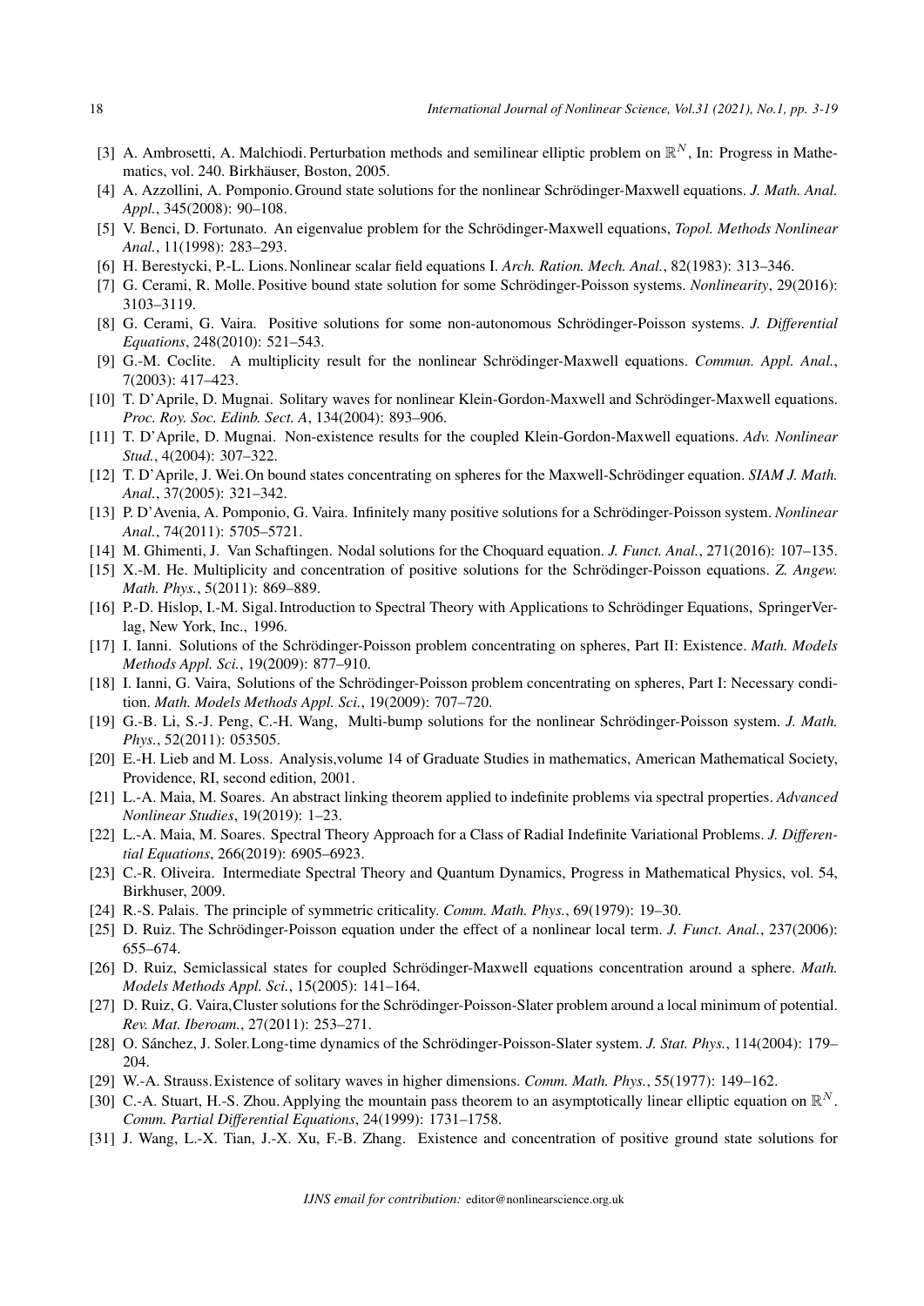[3] A. Ambrosetti, A. Malchiodi. Perturbation methods and semilinear elliptic problem on $\mathbb{R}^N$, In: Progress in Mathematics, vol. 240. Birkhäuser, Boston, 2005.

[4] A. Azzollini, A. Pomponio. Ground state solutions for the nonlinear Schrödinger-Maxwell equations. *J. Math. Anal. Appl.*, 345(2008): 90–108.

[5] V. Benci, D. Fortunato. An eigenvalue problem for the Schrödinger-Maxwell equations, *Topol. Methods Nonlinear Anal.*, 11(1998): 283–293.

[6] H. Berestycki, P.-L. Lions. Nonlinear scalar field equations I. *Arch. Ration. Mech. Anal.*, 82(1983): 313–346.

[7] G. Cerami, R. Molle. Positive bound state solution for some Schrödinger-Poisson systems. *Nonlinearity*, 29(2016): 3103–3119.

[8] G. Cerami, G. Vaira. Positive solutions for some non-autonomous Schrödinger-Poisson systems. *J. Differential Equations*, 248(2010): 521–543.

[9] G.-M. Coclite. A multiplicity result for the nonlinear Schrödinger-Maxwell equations. *Commun. Appl. Anal.*, 7(2003): 417–423.

[10] T. D'Aprile, D. Mugnai. Solitary waves for nonlinear Klein-Gordon-Maxwell and Schrödinger-Maxwell equations. *Proc. Roy. Soc. Edinb. Sect. A*, 134(2004): 893–906.

[11] T. D'Aprile, D. Mugnai. Non-existence results for the coupled Klein-Gordon-Maxwell equations. *Adv. Nonlinear Stud.*, 4(2004): 307–322.

[12] T. D'Aprile, J. Wei. On bound states concentrating on spheres for the Maxwell-Schrödinger equation. *SIAM J. Math. Anal.*, 37(2005): 321–342.

[13] P. D'Avenia, A. Pomponio, G. Vaira. Infinitely many positive solutions for a Schrödinger-Poisson system. *Nonlinear Anal.*, 74(2011): 5705–5721.

[14] M. Ghimenti, J. Van Schaftingen. Nodal solutions for the Choquard equation. *J. Funct. Anal.*, 271(2016): 107–135.

[15] X.-M. He. Multiplicity and concentration of positive solutions for the Schrödinger-Poisson equations. *Z. Angew. Math. Phys.*, 5(2011): 869–889.

[16] P.-D. Hislop, I.-M. Sigal. Introduction to Spectral Theory with Applications to Schrödinger Equations, SpringerVerlag, New York, Inc., 1996.

[17] I. Ianni. Solutions of the Schrödinger-Poisson problem concentrating on spheres, Part II: Existence. *Math. Models Methods Appl. Sci.*, 19(2009): 877–910.

[18] I. Ianni, G. Vaira, Solutions of the Schrödinger-Poisson problem concentrating on spheres, Part I: Necessary condition. *Math. Models Methods Appl. Sci.*, 19(2009): 707–720.

[19] G.-B. Li, S.-J. Peng, C.-H. Wang, Multi-bump solutions for the nonlinear Schrödinger-Poisson system. *J. Math. Phys.*, 52(2011): 053505.

[20] E.-H. Lieb and M. Loss. Analysis,volume 14 of Graduate Studies in mathematics, American Mathematical Society, Providence, RI, second edition, 2001.

[21] L.-A. Maia, M. Soares. An abstract linking theorem applied to indefinite problems via spectral properties. *Advanced Nonlinear Studies*, 19(2019): 1–23.

[22] L.-A. Maia, M. Soares. Spectral Theory Approach for a Class of Radial Indefinite Variational Problems. *J. Differential Equations*, 266(2019): 6905–6923.

[23] C.-R. Oliveira. Intermediate Spectral Theory and Quantum Dynamics, Progress in Mathematical Physics, vol. 54, Birkhuser, 2009.

[24] R.-S. Palais. The principle of symmetric criticality. *Comm. Math. Phys.*, 69(1979): 19–30.

[25] D. Ruiz. The Schrödinger-Poisson equation under the effect of a nonlinear local term. *J. Funct. Anal.*, 237(2006): 655–674.

[26] D. Ruiz, Semiclassical states for coupled Schrödinger-Maxwell equations concentration around a sphere. *Math. Models Methods Appl. Sci.*, 15(2005): 141–164.

[27] D. Ruiz, G. Vaira, Cluster solutions for the Schrödinger-Poisson-Slater problem around a local minimum of potential. *Rev. Mat. Iberoam.*, 27(2011): 253–271.

[28] O. Sánchez, J. Soler. Long-time dynamics of the Schrödinger-Poisson-Slater system. *J. Stat. Phys.*, 114(2004): 179–204.

[29] W.-A. Strauss. Existence of solitary waves in higher dimensions. *Comm. Math. Phys.*, 55(1977): 149–162.

[30] C.-A. Stuart, H.-S. Zhou. Applying the mountain pass theorem to an asymptotically linear elliptic equation on $\mathbb{R}^N$. *Comm. Partial Differential Equations*, 24(1999): 1731–1758.

[31] J. Wang, L.-X. Tian, J.-X. Xu, F.-B. Zhang. Existence and concentration of positive ground state solutions for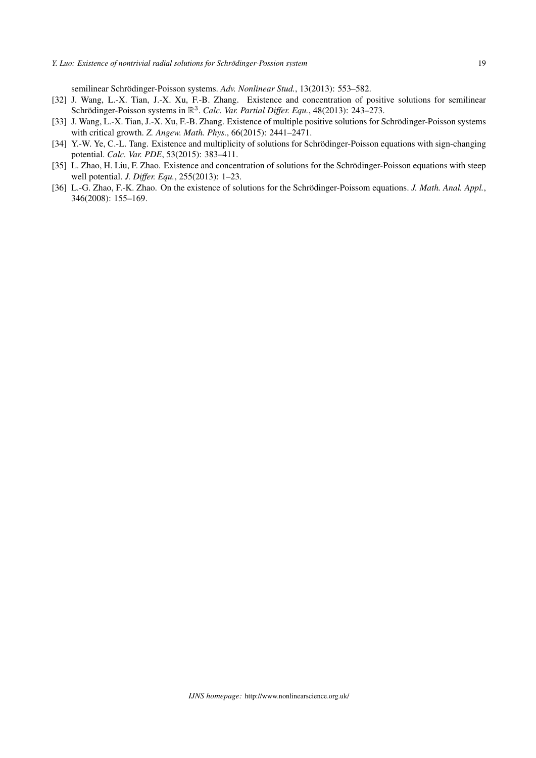semilinear Schrödinger-Poisson systems. *Adv. Nonlinear Stud.*, 13(2013): 553–582.

[32] J. Wang, L.-X. Tian, J.-X. Xu, F.-B. Zhang. Existence and concentration of positive solutions for semilinear Schrödinger-Poisson systems in $\mathbb{R}^3$. *Calc. Var. Partial Differ. Equ.*, 48(2013): 243–273.

[33] J. Wang, L.-X. Tian, J.-X. Xu, F.-B. Zhang. Existence of multiple positive solutions for Schrödinger-Poisson systems with critical growth. *Z. Angew. Math. Phys.*, 66(2015): 2441–2471.

[34] Y.-W. Ye, C.-L. Tang. Existence and multiplicity of solutions for Schrödinger-Poisson equations with sign-changing potential. *Calc. Var. PDE*, 53(2015): 383–411.

[35] L. Zhao, H. Liu, F. Zhao. Existence and concentration of solutions for the Schrödinger-Poisson equations with steep well potential. *J. Differ. Equ.*, 255(2013): 1–23.

[36] L.-G. Zhao, F.-K. Zhao. On the existence of solutions for the Schrödinger-Poissom equations. *J. Math. Anal. Appl.*, 346(2008): 155–169.